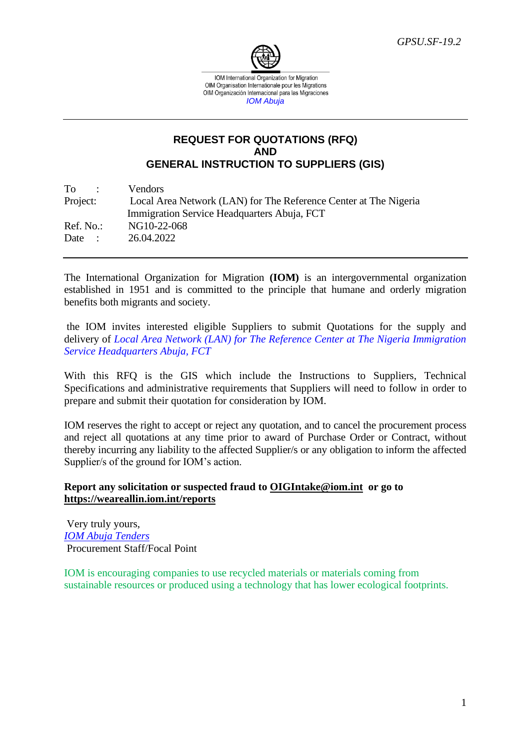GPSU.SF-19.2

IOM International Organization for Migration
OIM Organisation Internationale pour les Migrations
OIM Organización Internacional para las Migraciones
*IOM Abuja*

---

## REQUEST FOR QUOTATIONS (RFQ)
## AND
## GENERAL INSTRUCTION TO SUPPLIERS (GIS)

To : Vendors
Project: Local Area Network (LAN) for The Reference Center at The Nigeria Immigration Service Headquarters Abuja, FCT
Ref. No.: NG10-22-068
Date : 26.04.2022

---

The International Organization for Migration **(IOM)** is an intergovernmental organization established in 1951 and is committed to the principle that humane and orderly migration benefits both migrants and society.

the IOM invites interested eligible Suppliers to submit Quotations for the supply and delivery of *Local Area Network (LAN) for The Reference Center at The Nigeria Immigration Service Headquarters Abuja, FCT*

With this RFQ is the GIS which include the Instructions to Suppliers, Technical Specifications and administrative requirements that Suppliers will need to follow in order to prepare and submit their quotation for consideration by IOM.

IOM reserves the right to accept or reject any quotation, and to cancel the procurement process and reject all quotations at any time prior to award of Purchase Order or Contract, without thereby incurring any liability to the affected Supplier/s or any obligation to inform the affected Supplier/s of the ground for IOM's action.

**Report any solicitation or suspected fraud to OIGIntake@iom.int or go to https://weareallin.iom.int/reports**

Very truly yours,
*IOM Abuja Tenders*
Procurement Staff/Focal Point

IOM is encouraging companies to use recycled materials or materials coming from sustainable resources or produced using a technology that has lower ecological footprints.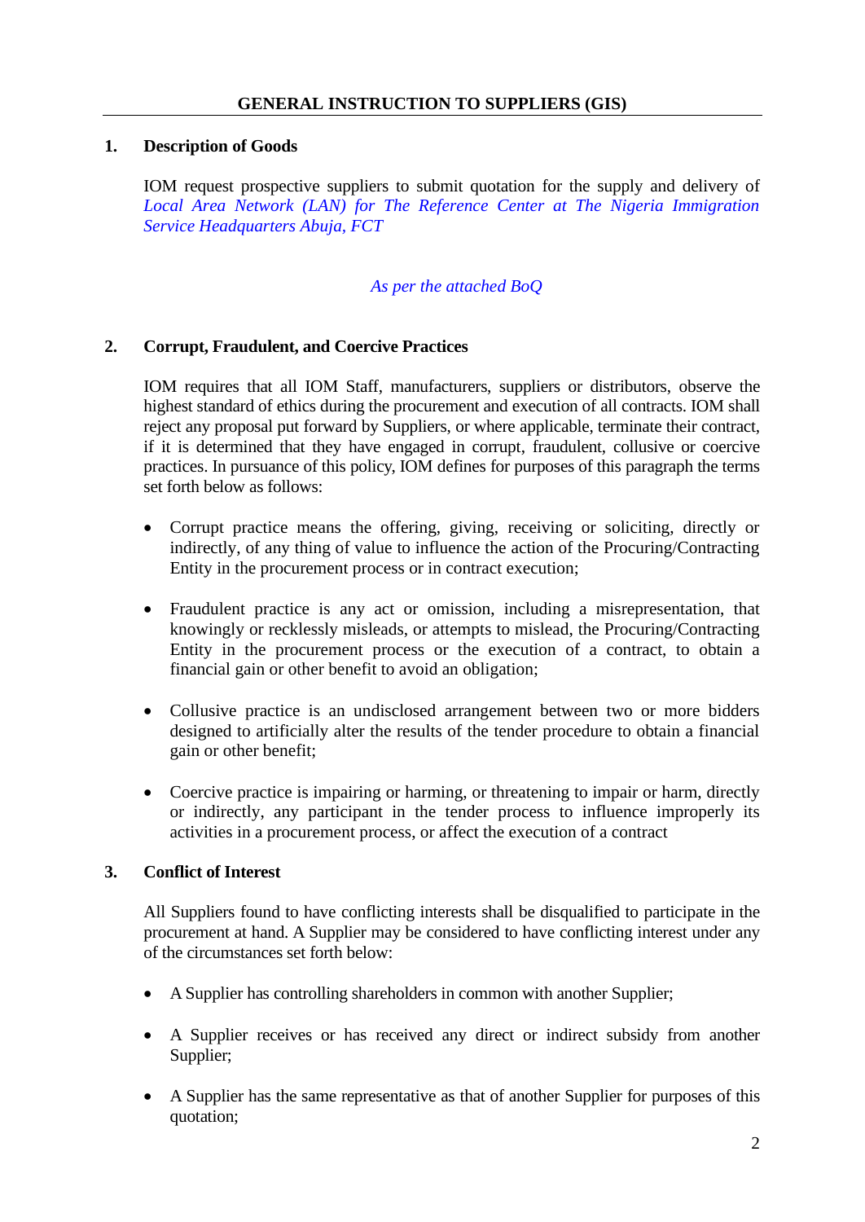## GENERAL INSTRUCTION TO SUPPLIERS (GIS)

### 1. Description of Goods

IOM request prospective suppliers to submit quotation for the supply and delivery of *Local Area Network (LAN) for The Reference Center at The Nigeria Immigration Service Headquarters Abuja, FCT*

*As per the attached BoQ*

### 2. Corrupt, Fraudulent, and Coercive Practices

IOM requires that all IOM Staff, manufacturers, suppliers or distributors, observe the highest standard of ethics during the procurement and execution of all contracts. IOM shall reject any proposal put forward by Suppliers, or where applicable, terminate their contract, if it is determined that they have engaged in corrupt, fraudulent, collusive or coercive practices. In pursuance of this policy, IOM defines for purposes of this paragraph the terms set forth below as follows:

- Corrupt practice means the offering, giving, receiving or soliciting, directly or indirectly, of any thing of value to influence the action of the Procuring/Contracting Entity in the procurement process or in contract execution;

- Fraudulent practice is any act or omission, including a misrepresentation, that knowingly or recklessly misleads, or attempts to mislead, the Procuring/Contracting Entity in the procurement process or the execution of a contract, to obtain a financial gain or other benefit to avoid an obligation;

- Collusive practice is an undisclosed arrangement between two or more bidders designed to artificially alter the results of the tender procedure to obtain a financial gain or other benefit;

- Coercive practice is impairing or harming, or threatening to impair or harm, directly or indirectly, any participant in the tender process to influence improperly its activities in a procurement process, or affect the execution of a contract

### 3. Conflict of Interest

All Suppliers found to have conflicting interests shall be disqualified to participate in the procurement at hand. A Supplier may be considered to have conflicting interest under any of the circumstances set forth below:

- A Supplier has controlling shareholders in common with another Supplier;

- A Supplier receives or has received any direct or indirect subsidy from another Supplier;

- A Supplier has the same representative as that of another Supplier for purposes of this quotation;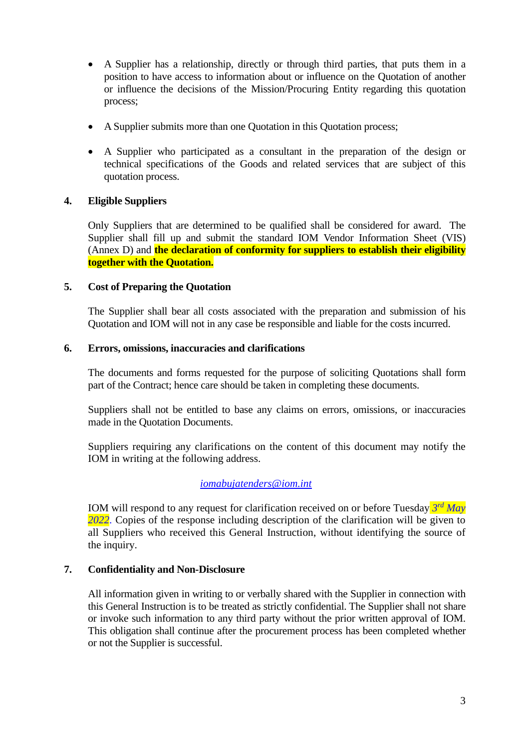- A Supplier has a relationship, directly or through third parties, that puts them in a position to have access to information about or influence on the Quotation of another or influence the decisions of the Mission/Procuring Entity regarding this quotation process;

- A Supplier submits more than one Quotation in this Quotation process;

- A Supplier who participated as a consultant in the preparation of the design or technical specifications of the Goods and related services that are subject of this quotation process.

## 4. Eligible Suppliers

Only Suppliers that are determined to be qualified shall be considered for award. The Supplier shall fill up and submit the standard IOM Vendor Information Sheet (VIS) (Annex D) and **the declaration of conformity for suppliers to establish their eligibility together with the Quotation.**

## 5. Cost of Preparing the Quotation

The Supplier shall bear all costs associated with the preparation and submission of his Quotation and IOM will not in any case be responsible and liable for the costs incurred.

## 6. Errors, omissions, inaccuracies and clarifications

The documents and forms requested for the purpose of soliciting Quotations shall form part of the Contract; hence care should be taken in completing these documents.

Suppliers shall not be entitled to base any claims on errors, omissions, or inaccuracies made in the Quotation Documents.

Suppliers requiring any clarifications on the content of this document may notify the IOM in writing at the following address.

*iomabujatenders@iom.int*

IOM will respond to any request for clarification received on or before Tuesday *3rd May 2022*. Copies of the response including description of the clarification will be given to all Suppliers who received this General Instruction, without identifying the source of the inquiry.

## 7. Confidentiality and Non-Disclosure

All information given in writing to or verbally shared with the Supplier in connection with this General Instruction is to be treated as strictly confidential. The Supplier shall not share or invoke such information to any third party without the prior written approval of IOM. This obligation shall continue after the procurement process has been completed whether or not the Supplier is successful.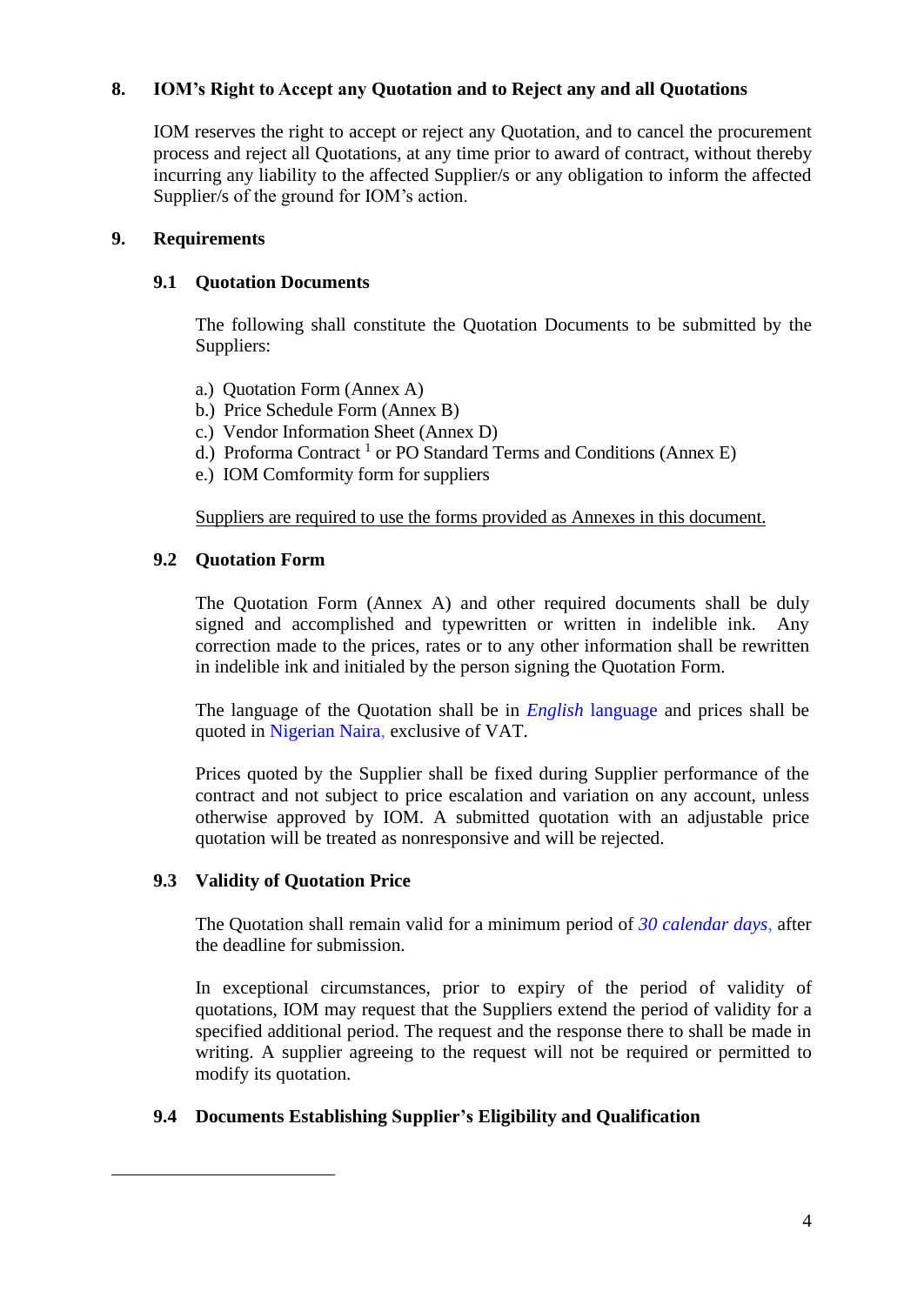## 8. IOM's Right to Accept any Quotation and to Reject any and all Quotations

IOM reserves the right to accept or reject any Quotation, and to cancel the procurement process and reject all Quotations, at any time prior to award of contract, without thereby incurring any liability to the affected Supplier/s or any obligation to inform the affected Supplier/s of the ground for IOM's action.

## 9. Requirements

### 9.1 Quotation Documents

The following shall constitute the Quotation Documents to be submitted by the Suppliers:

a.) Quotation Form (Annex A)
b.) Price Schedule Form (Annex B)
c.) Vendor Information Sheet (Annex D)
d.) Proforma Contract [1] or PO Standard Terms and Conditions (Annex E)
e.) IOM Comformity form for suppliers

Suppliers are required to use the forms provided as Annexes in this document.

### 9.2 Quotation Form

The Quotation Form (Annex A) and other required documents shall be duly signed and accomplished and typewritten or written in indelible ink. Any correction made to the prices, rates or to any other information shall be rewritten in indelible ink and initialed by the person signing the Quotation Form.

The language of the Quotation shall be in *English* language and prices shall be quoted in Nigerian Naira, exclusive of VAT.

Prices quoted by the Supplier shall be fixed during Supplier performance of the contract and not subject to price escalation and variation on any account, unless otherwise approved by IOM. A submitted quotation with an adjustable price quotation will be treated as nonresponsive and will be rejected.

### 9.3 Validity of Quotation Price

The Quotation shall remain valid for a minimum period of *30 calendar days*, after the deadline for submission.

In exceptional circumstances, prior to expiry of the period of validity of quotations, IOM may request that the Suppliers extend the period of validity for a specified additional period. The request and the response there to shall be made in writing. A supplier agreeing to the request will not be required or permitted to modify its quotation.

### 9.4 Documents Establishing Supplier's Eligibility and Qualification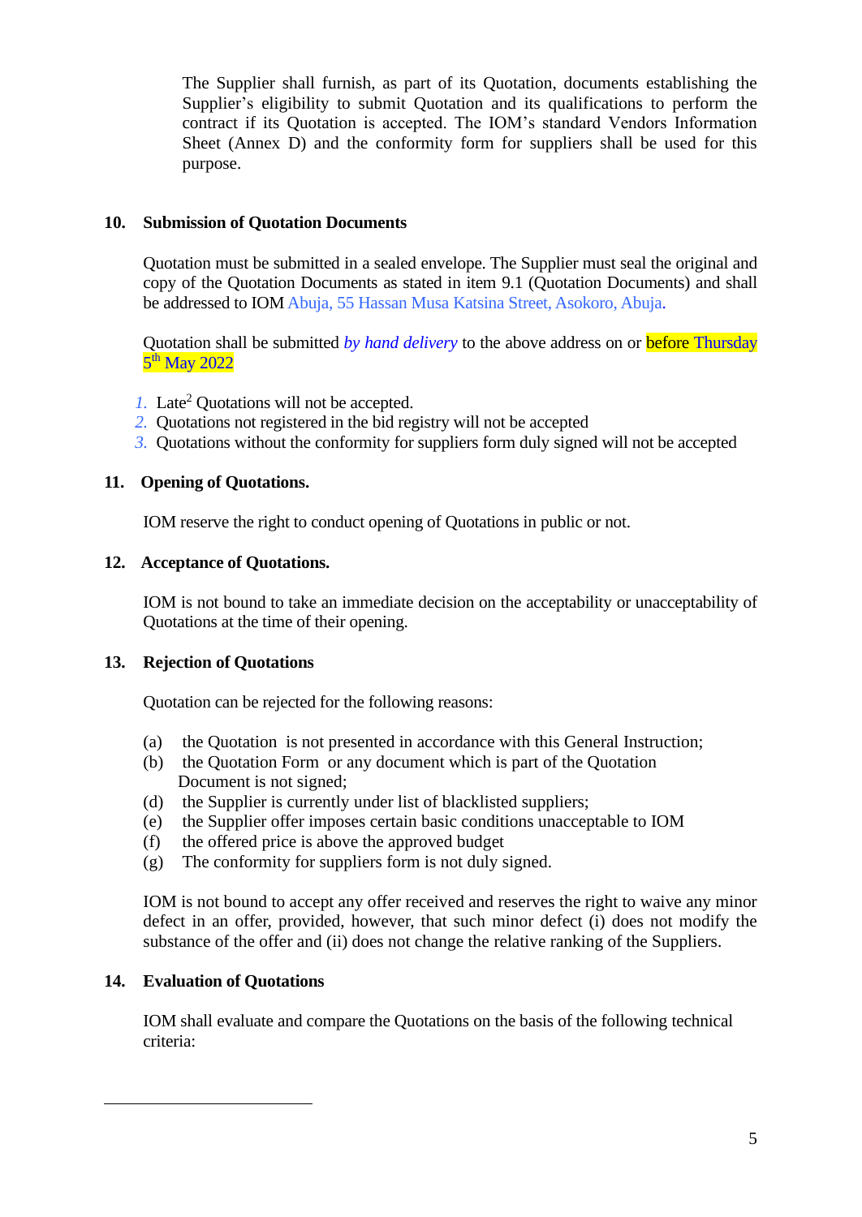The Supplier shall furnish, as part of its Quotation, documents establishing the Supplier's eligibility to submit Quotation and its qualifications to perform the contract if its Quotation is accepted. The IOM's standard Vendors Information Sheet (Annex D) and the conformity form for suppliers shall be used for this purpose.

## 10. Submission of Quotation Documents

Quotation must be submitted in a sealed envelope. The Supplier must seal the original and copy of the Quotation Documents as stated in item 9.1 (Quotation Documents) and shall be addressed to IOM Abuja, 55 Hassan Musa Katsina Street, Asokoro, Abuja.

Quotation shall be submitted *by hand delivery* to the above address on or before Thursday 5th May 2022

1. Late[2] Quotations will not be accepted.
2. Quotations not registered in the bid registry will not be accepted
3. Quotations without the conformity for suppliers form duly signed will not be accepted

## 11. Opening of Quotations.

IOM reserve the right to conduct opening of Quotations in public or not.

## 12. Acceptance of Quotations.

IOM is not bound to take an immediate decision on the acceptability or unacceptability of Quotations at the time of their opening.

## 13. Rejection of Quotations

Quotation can be rejected for the following reasons:

(a) the Quotation is not presented in accordance with this General Instruction;
(b) the Quotation Form or any document which is part of the Quotation Document is not signed;
(d) the Supplier is currently under list of blacklisted suppliers;
(e) the Supplier offer imposes certain basic conditions unacceptable to IOM
(f) the offered price is above the approved budget
(g) The conformity for suppliers form is not duly signed.

IOM is not bound to accept any offer received and reserves the right to waive any minor defect in an offer, provided, however, that such minor defect (i) does not modify the substance of the offer and (ii) does not change the relative ranking of the Suppliers.

## 14. Evaluation of Quotations

IOM shall evaluate and compare the Quotations on the basis of the following technical criteria: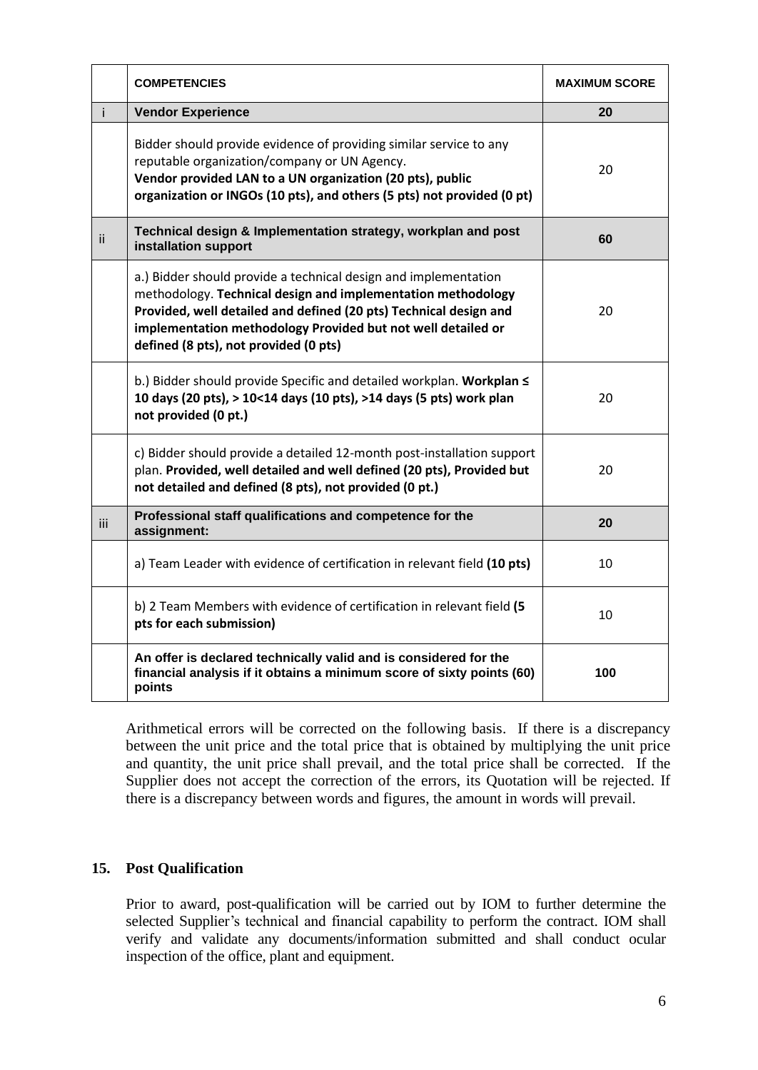| | **COMPETENCIES** | **MAXIMUM SCORE** |
|---|---|---|
| i | **Vendor Experience** | **20** |
| | Bidder should provide evidence of providing similar service to any reputable organization/company or UN Agency. **Vendor provided LAN to a UN organization (20 pts), public organization or INGOs (10 pts), and others (5 pts) not provided (0 pt)** | 20 |
| ii | **Technical design & Implementation strategy, workplan and post installation support** | **60** |
| | a.) Bidder should provide a technical design and implementation methodology. **Technical design and implementation methodology Provided, well detailed and defined (20 pts) Technical design and implementation methodology Provided but not well detailed or defined (8 pts), not provided (0 pts)** | 20 |
| | b.) Bidder should provide Specific and detailed workplan. **Workplan ≤ 10 days (20 pts), > 10<14 days (10 pts), >14 days (5 pts) work plan not provided (0 pt.)** | 20 |
| | c) Bidder should provide a detailed 12-month post-installation support plan. **Provided, well detailed and well defined (20 pts), Provided but not detailed and defined (8 pts), not provided (0 pt.)** | 20 |
| iii | **Professional staff qualifications and competence for the assignment:** | **20** |
| | a) Team Leader with evidence of certification in relevant field **(10 pts)** | 10 |
| | b) 2 Team Members with evidence of certification in relevant field **(5 pts for each submission)** | 10 |
| | **An offer is declared technically valid and is considered for the financial analysis if it obtains a minimum score of sixty points (60) points** | **100** |

Arithmetical errors will be corrected on the following basis. If there is a discrepancy between the unit price and the total price that is obtained by multiplying the unit price and quantity, the unit price shall prevail, and the total price shall be corrected. If the Supplier does not accept the correction of the errors, its Quotation will be rejected. If there is a discrepancy between words and figures, the amount in words will prevail.

## 15. Post Qualification

Prior to award, post-qualification will be carried out by IOM to further determine the selected Supplier's technical and financial capability to perform the contract. IOM shall verify and validate any documents/information submitted and shall conduct ocular inspection of the office, plant and equipment.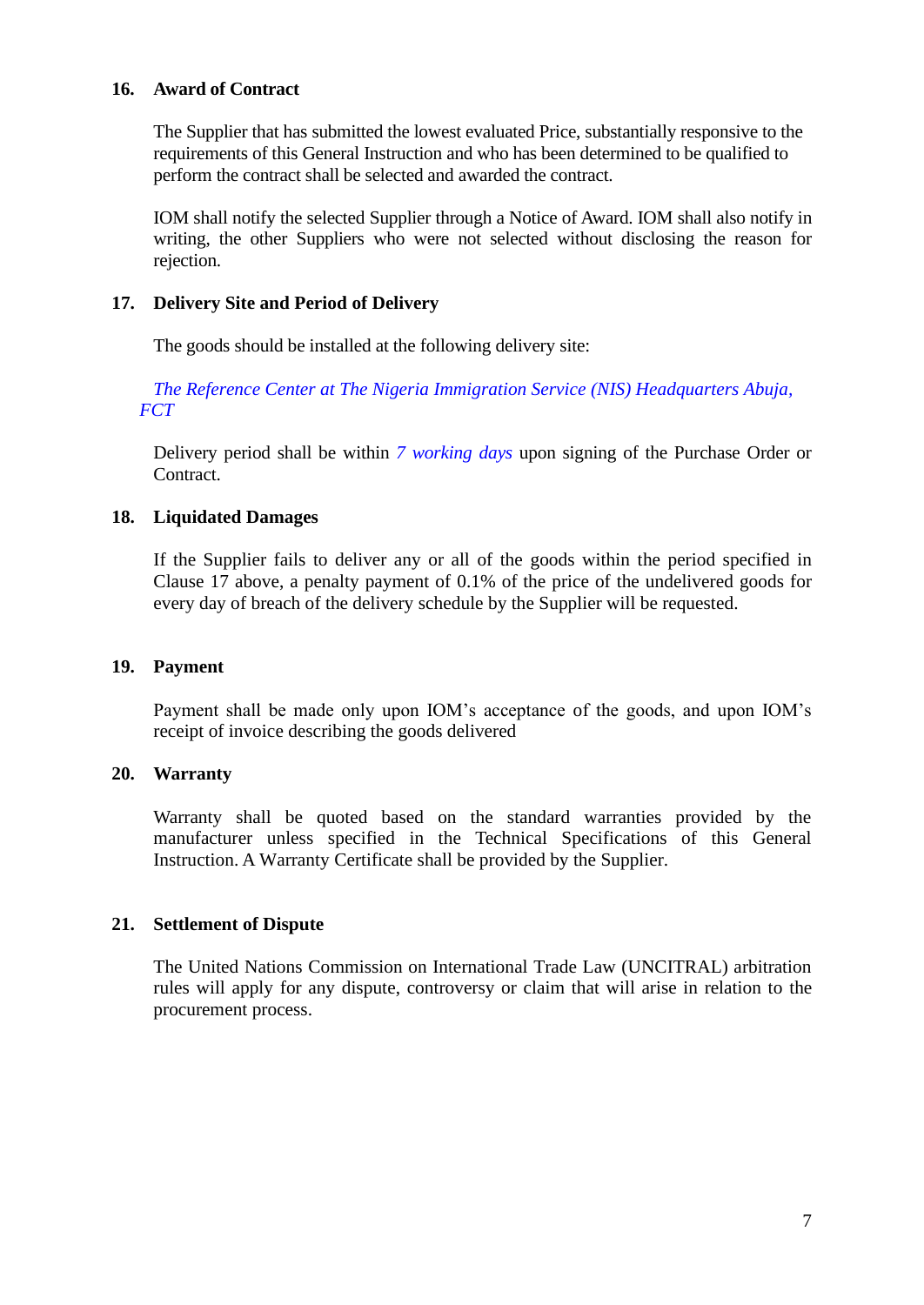## 16. Award of Contract

The Supplier that has submitted the lowest evaluated Price, substantially responsive to the requirements of this General Instruction and who has been determined to be qualified to perform the contract shall be selected and awarded the contract.

IOM shall notify the selected Supplier through a Notice of Award. IOM shall also notify in writing, the other Suppliers who were not selected without disclosing the reason for rejection.

## 17. Delivery Site and Period of Delivery

The goods should be installed at the following delivery site:

*The Reference Center at The Nigeria Immigration Service (NIS) Headquarters Abuja, FCT*

Delivery period shall be within *7 working days* upon signing of the Purchase Order or Contract.

## 18. Liquidated Damages

If the Supplier fails to deliver any or all of the goods within the period specified in Clause 17 above, a penalty payment of 0.1% of the price of the undelivered goods for every day of breach of the delivery schedule by the Supplier will be requested.

## 19. Payment

Payment shall be made only upon IOM's acceptance of the goods, and upon IOM's receipt of invoice describing the goods delivered

## 20. Warranty

Warranty shall be quoted based on the standard warranties provided by the manufacturer unless specified in the Technical Specifications of this General Instruction. A Warranty Certificate shall be provided by the Supplier.

## 21. Settlement of Dispute

The United Nations Commission on International Trade Law (UNCITRAL) arbitration rules will apply for any dispute, controversy or claim that will arise in relation to the procurement process.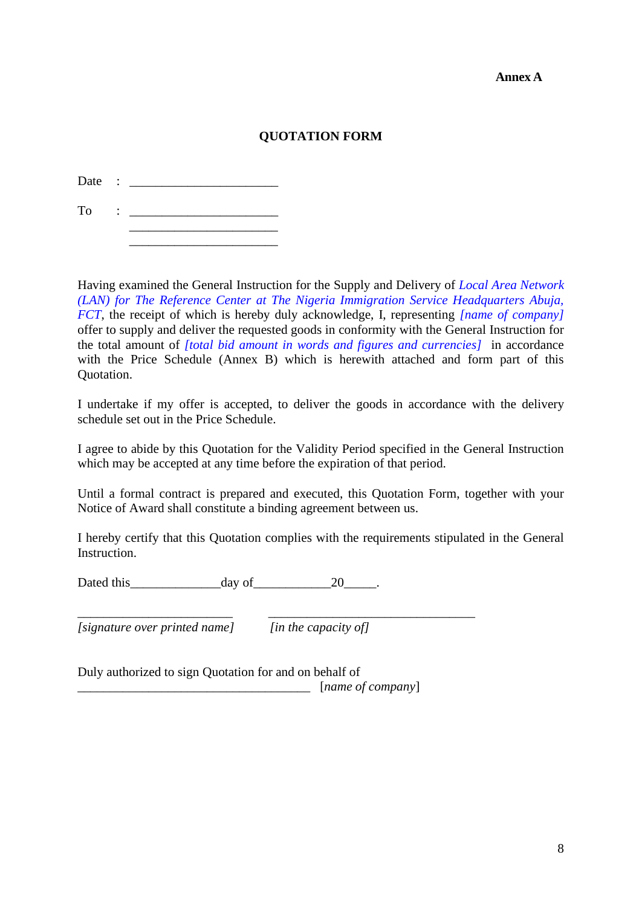**Annex A**

**QUOTATION FORM**

Date : ________________________

To : ________________________
________________________
________________________

Having examined the General Instruction for the Supply and Delivery of *Local Area Network (LAN) for The Reference Center at The Nigeria Immigration Service Headquarters Abuja, FCT*, the receipt of which is hereby duly acknowledge, I, representing *[name of company]* offer to supply and deliver the requested goods in conformity with the General Instruction for the total amount of *[total bid amount in words and figures and currencies]* in accordance with the Price Schedule (Annex B) which is herewith attached and form part of this Quotation.

I undertake if my offer is accepted, to deliver the goods in accordance with the delivery schedule set out in the Price Schedule.

I agree to abide by this Quotation for the Validity Period specified in the General Instruction which may be accepted at any time before the expiration of that period.

Until a formal contract is prepared and executed, this Quotation Form, together with your Notice of Award shall constitute a binding agreement between us.

I hereby certify that this Quotation complies with the requirements stipulated in the General Instruction.

Dated this______________day of____________20_____.

_________________________ _________________________________
*[signature over printed name]* *[in the capacity of]*

Duly authorized to sign Quotation for and on behalf of
_____________________________________ [*name of company*]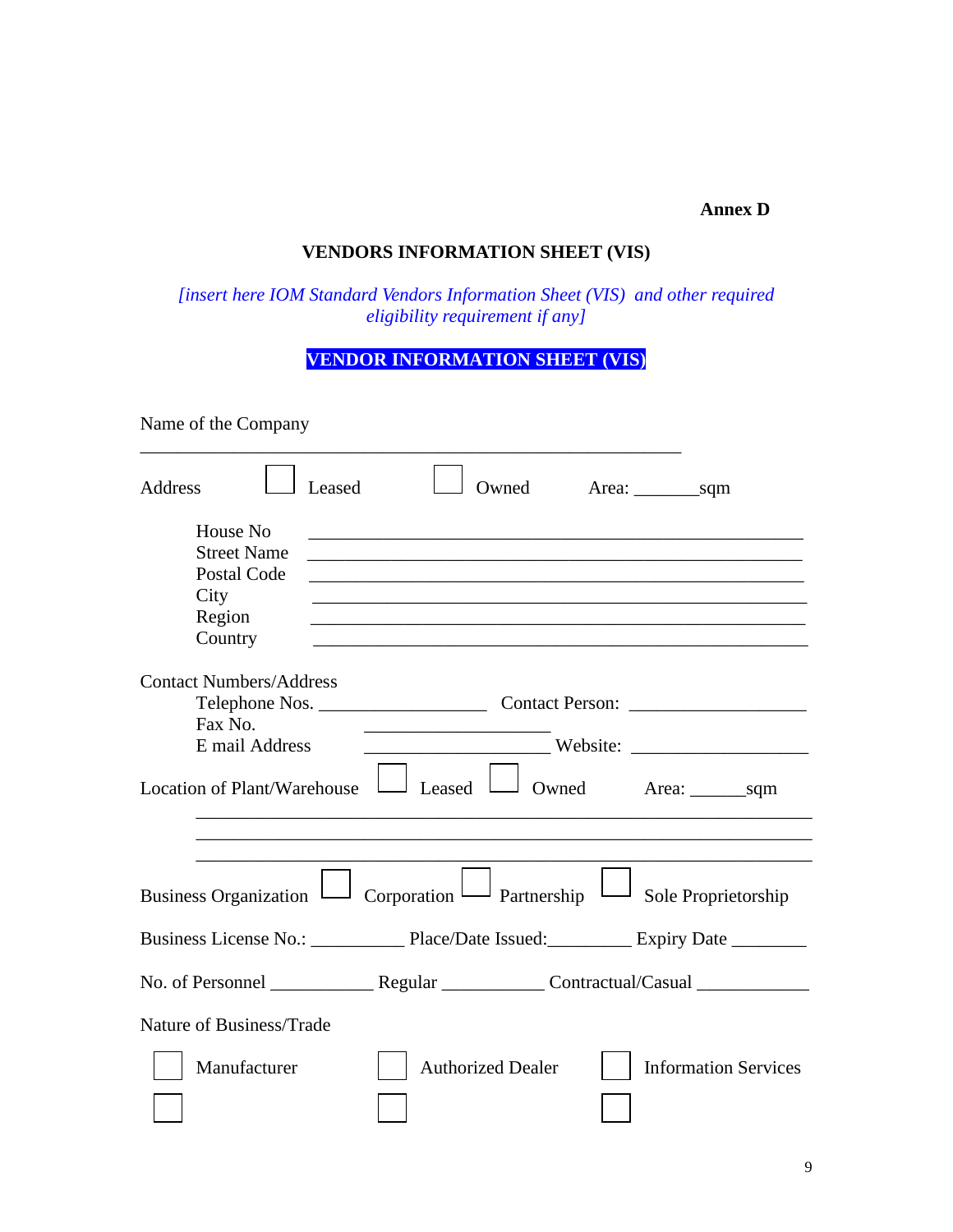**Annex D**

## VENDORS INFORMATION SHEET (VIS)

*[insert here IOM Standard Vendors Information Sheet (VIS) and other required eligibility requirement if any]*

**VENDOR INFORMATION SHEET (VIS)**

Name of the Company

_______________________________________________________________

Address ☐ Leased ☐ Owned Area: _______sqm

House No _______________________________________________________
Street Name _______________________________________________________
Postal Code _______________________________________________________
City _______________________________________________________
Region _______________________________________________________
Country _______________________________________________________

Contact Numbers/Address

Telephone Nos. __________________ Contact Person: ___________________
Fax No. ____________________
E mail Address ____________________ Website: ___________________

Location of Plant/Warehouse ☐ Leased ☐ Owned Area: ______sqm

_____________________________________________________________________
_____________________________________________________________________
_____________________________________________________________________

Business Organization ☐ Corporation ☐ Partnership ☐ Sole Proprietorship

Business License No.: __________ Place/Date Issued:_________ Expiry Date ________

No. of Personnel ___________ Regular ___________ Contractual/Casual ____________

Nature of Business/Trade

☐ Manufacturer ☐ Authorized Dealer ☐ Information Services

☐ ☐ ☐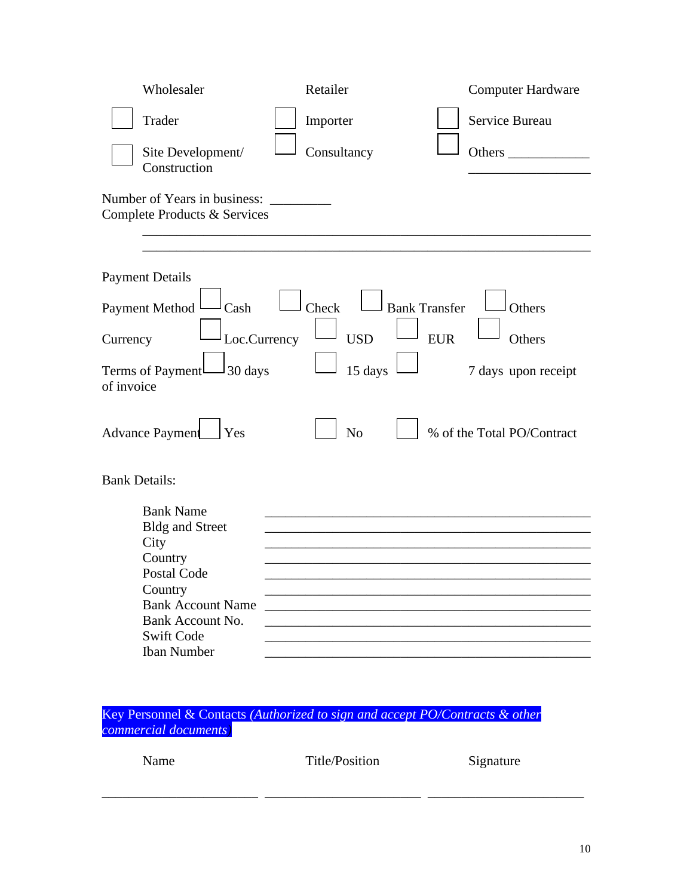☐ Wholesaler ☐ Retailer ☐ Computer Hardware

☐ Trader ☐ Importer ☐ Service Bureau

☐ Site Development/ Construction ☐ Consultancy ☐ Others ____________ ____________________

Number of Years in business: _________

Complete Products & Services

_______________________________________________________________

_______________________________________________________________

Payment Details

Payment Method ☐ Cash ☐ Check ☐ Bank Transfer ☐ Others

Currency ☐ Loc.Currency ☐ USD ☐ EUR ☐ Others

Terms of Payment ☐ 30 days ☐ 15 days ☐ 7 days upon receipt of invoice

Advance Payment ☐ Yes ☐ No ☐ % of the Total PO/Contract

Bank Details:

| | |
|---|---|
| Bank Name | ____________________________________________ |
| Bldg and Street | ____________________________________________ |
| City | ____________________________________________ |
| Country | ____________________________________________ |
| Postal Code | ____________________________________________ |
| Country | ____________________________________________ |
| Bank Account Name | ____________________________________________ |
| Bank Account No. | ____________________________________________ |
| Swift Code | ____________________________________________ |
| Iban Number | ____________________________________________ |

**Key Personnel & Contacts** *(Authorized to sign and accept PO/Contracts & other commercial documents)*

| Name | Title/Position | Signature |
|---|---|---|
| ______________________ | ______________________ | ______________________ |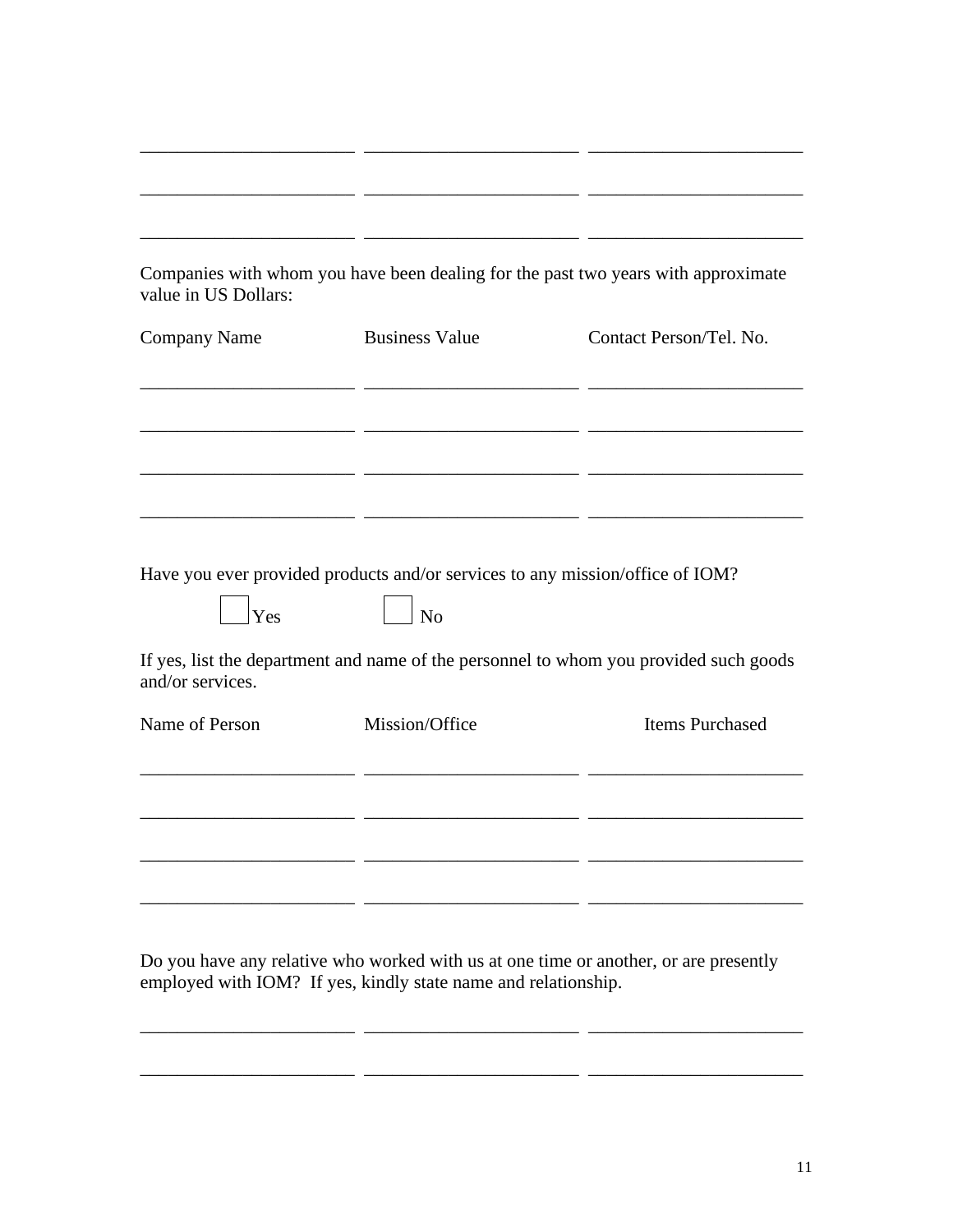| | | |
|---|---|---|
| | | |
| | | |
| | | |

Companies with whom you have been dealing for the past two years with approximate value in US Dollars:

| Company Name | Business Value | Contact Person/Tel. No. |
|---|---|---|
| | | |
| | | |
| | | |
| | | |

Have you ever provided products and/or services to any mission/office of IOM?

☐ Yes ☐ No

If yes, list the department and name of the personnel to whom you provided such goods and/or services.

| Name of Person | Mission/Office | Items Purchased |
|---|---|---|
| | | |
| | | |
| | | |
| | | |

Do you have any relative who worked with us at one time or another, or are presently employed with IOM? If yes, kindly state name and relationship.

| | | |
|---|---|---|
| | | |
| | | |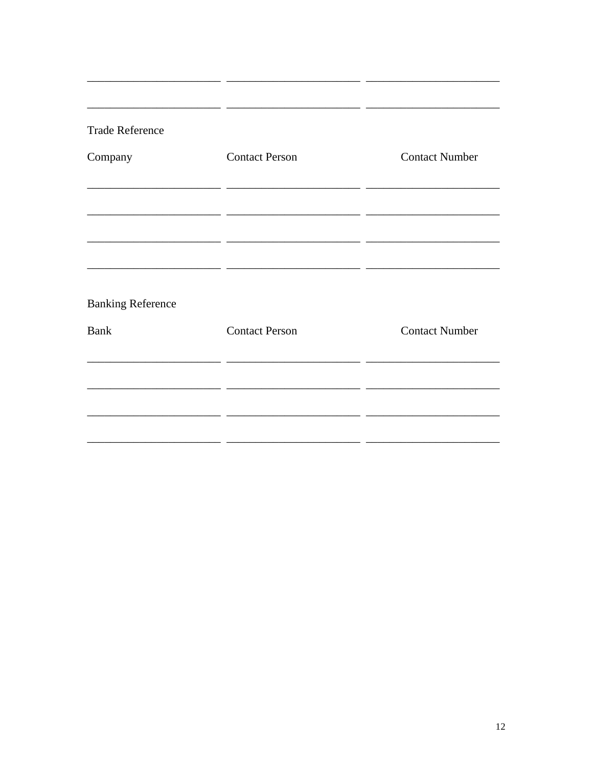| | | |
|---|---|---|
| \_\_\_\_\_\_\_\_\_\_\_\_\_\_\_\_\_\_\_\_\_\_ | \_\_\_\_\_\_\_\_\_\_\_\_\_\_\_\_\_\_\_\_\_\_ | \_\_\_\_\_\_\_\_\_\_\_\_\_\_\_\_\_\_\_\_\_\_ |
| \_\_\_\_\_\_\_\_\_\_\_\_\_\_\_\_\_\_\_\_\_\_ | \_\_\_\_\_\_\_\_\_\_\_\_\_\_\_\_\_\_\_\_\_\_ | \_\_\_\_\_\_\_\_\_\_\_\_\_\_\_\_\_\_\_\_\_\_ |

Trade Reference

| Company | Contact Person | Contact Number |
|---|---|---|
| \_\_\_\_\_\_\_\_\_\_\_\_\_\_\_\_\_\_\_\_\_\_ | \_\_\_\_\_\_\_\_\_\_\_\_\_\_\_\_\_\_\_\_\_\_ | \_\_\_\_\_\_\_\_\_\_\_\_\_\_\_\_\_\_\_\_\_\_ |
| \_\_\_\_\_\_\_\_\_\_\_\_\_\_\_\_\_\_\_\_\_\_ | \_\_\_\_\_\_\_\_\_\_\_\_\_\_\_\_\_\_\_\_\_\_ | \_\_\_\_\_\_\_\_\_\_\_\_\_\_\_\_\_\_\_\_\_\_ |
| \_\_\_\_\_\_\_\_\_\_\_\_\_\_\_\_\_\_\_\_\_\_ | \_\_\_\_\_\_\_\_\_\_\_\_\_\_\_\_\_\_\_\_\_\_ | \_\_\_\_\_\_\_\_\_\_\_\_\_\_\_\_\_\_\_\_\_\_ |
| \_\_\_\_\_\_\_\_\_\_\_\_\_\_\_\_\_\_\_\_\_\_ | \_\_\_\_\_\_\_\_\_\_\_\_\_\_\_\_\_\_\_\_\_\_ | \_\_\_\_\_\_\_\_\_\_\_\_\_\_\_\_\_\_\_\_\_\_ |

Banking Reference

| Bank | Contact Person | Contact Number |
|---|---|---|
| \_\_\_\_\_\_\_\_\_\_\_\_\_\_\_\_\_\_\_\_\_\_ | \_\_\_\_\_\_\_\_\_\_\_\_\_\_\_\_\_\_\_\_\_\_ | \_\_\_\_\_\_\_\_\_\_\_\_\_\_\_\_\_\_\_\_\_\_ |
| \_\_\_\_\_\_\_\_\_\_\_\_\_\_\_\_\_\_\_\_\_\_ | \_\_\_\_\_\_\_\_\_\_\_\_\_\_\_\_\_\_\_\_\_\_ | \_\_\_\_\_\_\_\_\_\_\_\_\_\_\_\_\_\_\_\_\_\_ |
| \_\_\_\_\_\_\_\_\_\_\_\_\_\_\_\_\_\_\_\_\_\_ | \_\_\_\_\_\_\_\_\_\_\_\_\_\_\_\_\_\_\_\_\_\_ | \_\_\_\_\_\_\_\_\_\_\_\_\_\_\_\_\_\_\_\_\_\_ |
| \_\_\_\_\_\_\_\_\_\_\_\_\_\_\_\_\_\_\_\_\_\_ | \_\_\_\_\_\_\_\_\_\_\_\_\_\_\_\_\_\_\_\_\_\_ | \_\_\_\_\_\_\_\_\_\_\_\_\_\_\_\_\_\_\_\_\_\_ |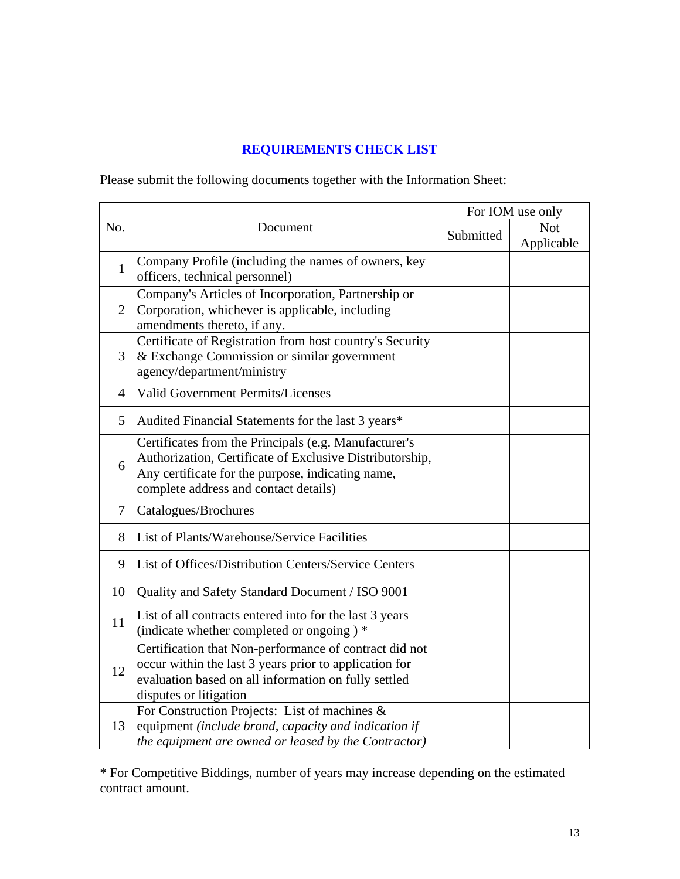## REQUIREMENTS CHECK LIST

Please submit the following documents together with the Information Sheet:

| No. | Document | For IOM use only | |
|---|---|---|---|
| | | Submitted | Not Applicable |
| 1 | Company Profile (including the names of owners, key officers, technical personnel) | | |
| 2 | Company's Articles of Incorporation, Partnership or Corporation, whichever is applicable, including amendments thereto, if any. | | |
| 3 | Certificate of Registration from host country's Security & Exchange Commission or similar government agency/department/ministry | | |
| 4 | Valid Government Permits/Licenses | | |
| 5 | Audited Financial Statements for the last 3 years* | | |
| 6 | Certificates from the Principals (e.g. Manufacturer's Authorization, Certificate of Exclusive Distributorship, Any certificate for the purpose, indicating name, complete address and contact details) | | |
| 7 | Catalogues/Brochures | | |
| 8 | List of Plants/Warehouse/Service Facilities | | |
| 9 | List of Offices/Distribution Centers/Service Centers | | |
| 10 | Quality and Safety Standard Document / ISO 9001 | | |
| 11 | List of all contracts entered into for the last 3 years (indicate whether completed or ongoing ) * | | |
| 12 | Certification that Non-performance of contract did not occur within the last 3 years prior to application for evaluation based on all information on fully settled disputes or litigation | | |
| 13 | For Construction Projects: List of machines & equipment *(include brand, capacity and indication if the equipment are owned or leased by the Contractor)* | | |

* For Competitive Biddings, number of years may increase depending on the estimated contract amount.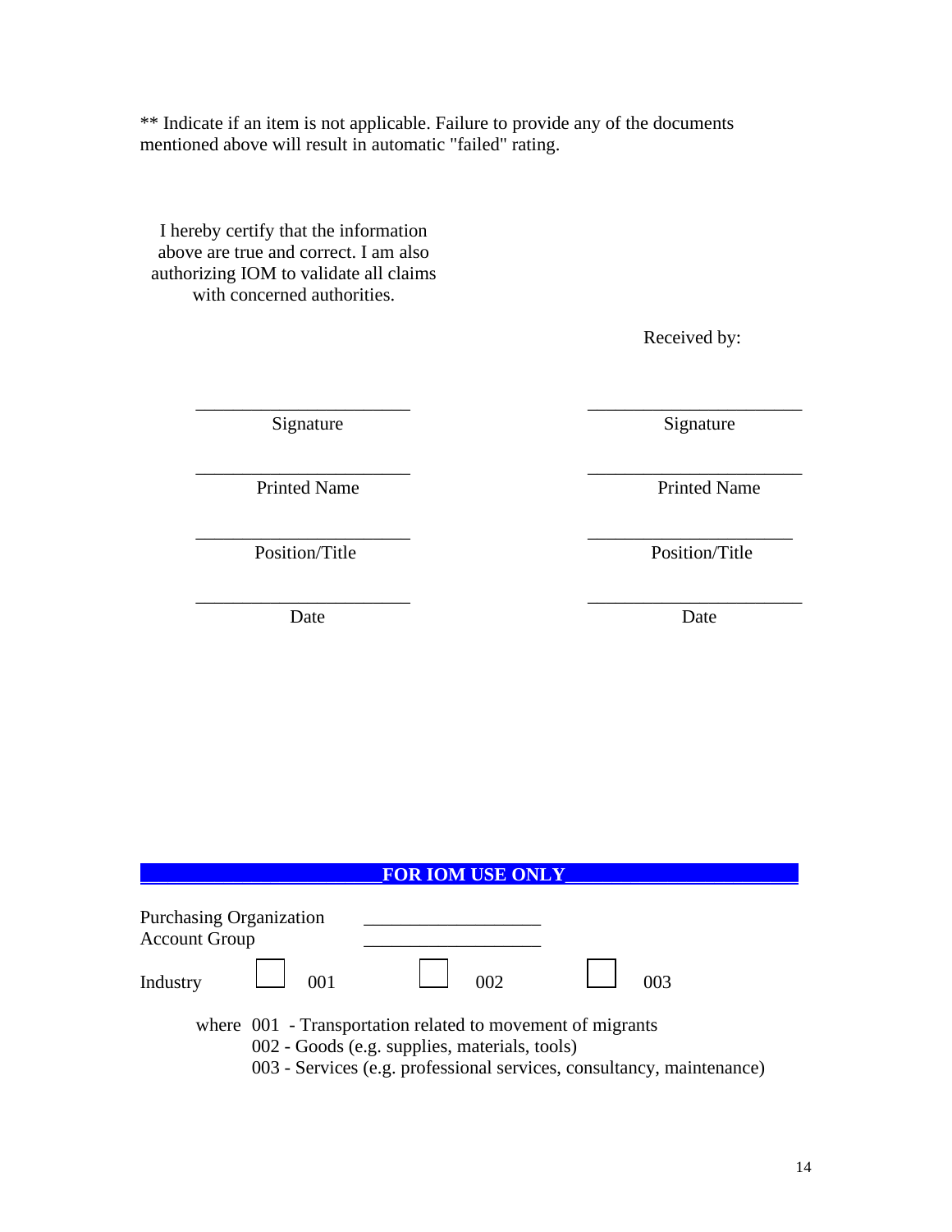** Indicate if an item is not applicable. Failure to provide any of the documents mentioned above will result in automatic "failed" rating.

I hereby certify that the information above are true and correct. I am also authorizing IOM to validate all claims with concerned authorities.

| | Received by: |
|---|---|
| ______________________ | ______________________ |
| Signature | Signature |
| ______________________ | ______________________ |
| Printed Name | Printed Name |
| ______________________ | ______________________ |
| Position/Title | Position/Title |
| ______________________ | ______________________ |
| Date | Date |

**FOR IOM USE ONLY**

Purchasing Organization ___________________

Account Group ___________________

Industry ☐ 001 ☐ 002 ☐ 003

where 001 - Transportation related to movement of migrants
002 - Goods (e.g. supplies, materials, tools)
003 - Services (e.g. professional services, consultancy, maintenance)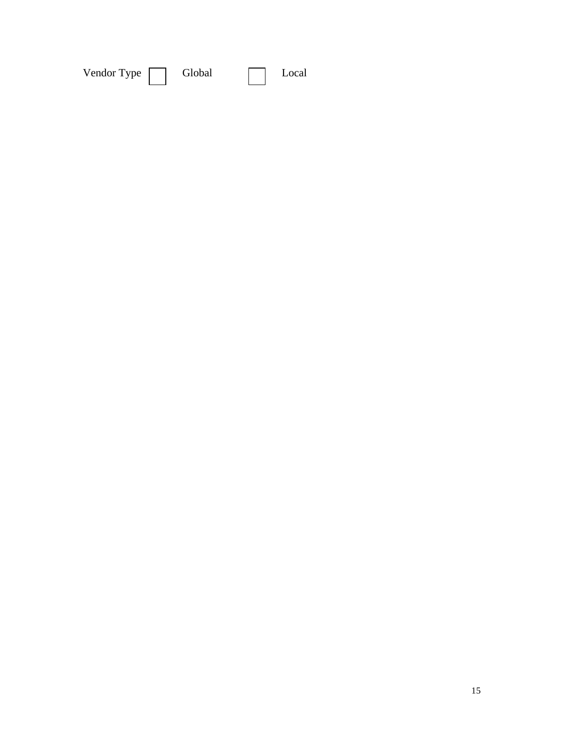Vendor Type ☐ Global ☐ Local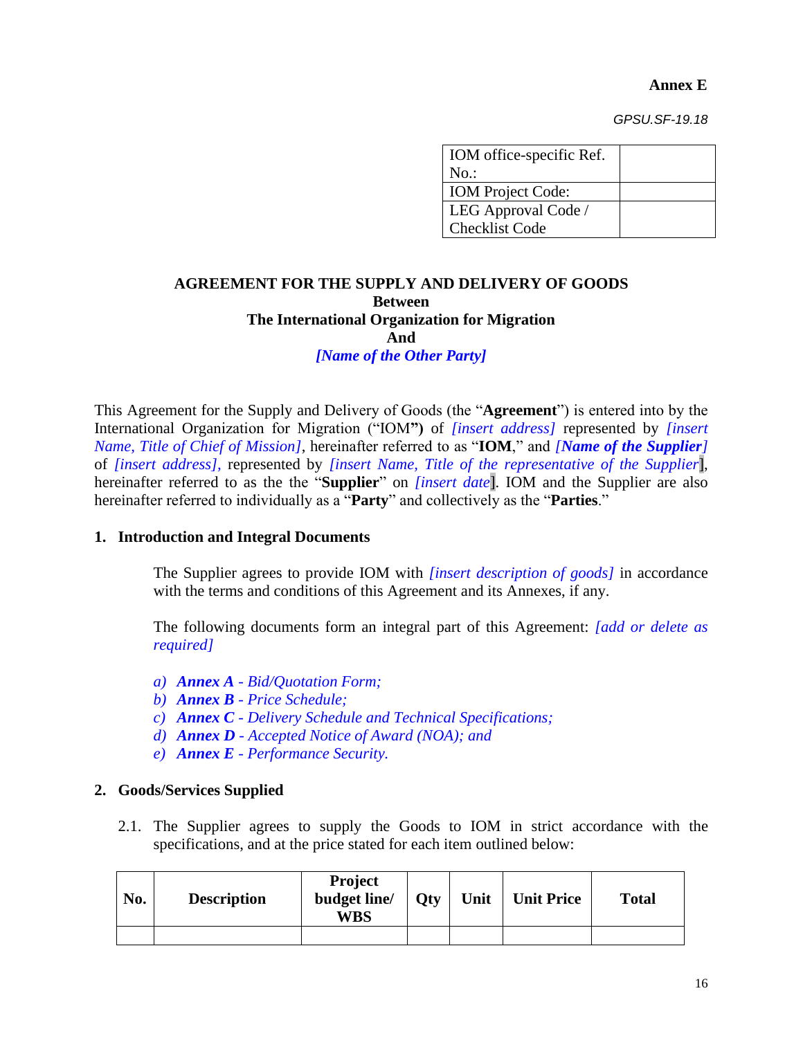**Annex E**

*GPSU.SF-19.18*

| IOM office-specific Ref. No.: | |
|---|---|
| IOM Project Code: | |
| LEG Approval Code / Checklist Code | |

**AGREEMENT FOR THE SUPPLY AND DELIVERY OF GOODS**
**Between**
**The International Organization for Migration**
**And**
***[Name of the Other Party]***

This Agreement for the Supply and Delivery of Goods (the "**Agreement**") is entered into by the International Organization for Migration ("IOM**"**) of *[insert address]* represented by *[insert Name, Title of Chief of Mission]*, hereinafter referred to as "**IOM**," and ***[Name of the Supplier]*** of *[insert address],* represented by *[insert Name, Title of the representative of the Supplier]*, hereinafter referred to as the the "**Supplier**" on *[insert date]*. IOM and the Supplier are also hereinafter referred to individually as a "**Party**" and collectively as the "**Parties**."

## 1. Introduction and Integral Documents

The Supplier agrees to provide IOM with *[insert description of goods]* in accordance with the terms and conditions of this Agreement and its Annexes, if any.

The following documents form an integral part of this Agreement: *[add or delete as required]*

*a)* ***Annex A*** *- Bid/Quotation Form;*
*b)* ***Annex B*** *- Price Schedule;*
*c)* ***Annex C*** *- Delivery Schedule and Technical Specifications;*
*d)* ***Annex D*** *- Accepted Notice of Award (NOA); and*
*e)* ***Annex E*** *- Performance Security.*

## 2. Goods/Services Supplied

2.1. The Supplier agrees to supply the Goods to IOM in strict accordance with the specifications, and at the price stated for each item outlined below:

| No. | Description | Project budget line/ WBS | Qty | Unit | Unit Price | Total |
|---|---|---|---|---|---|---|
| | | | | | | |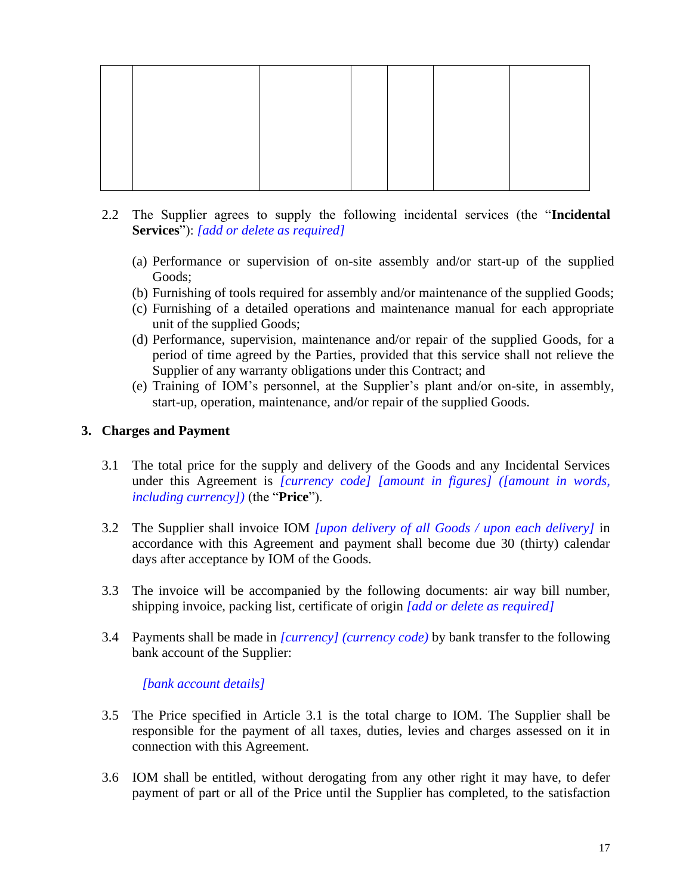| | | | | | | |
|---|---|---|---|---|---|---|
| | | | | | | |

2.2 The Supplier agrees to supply the following incidental services (the "**Incidental Services**"): *[add or delete as required]*

(a) Performance or supervision of on-site assembly and/or start-up of the supplied Goods;
(b) Furnishing of tools required for assembly and/or maintenance of the supplied Goods;
(c) Furnishing of a detailed operations and maintenance manual for each appropriate unit of the supplied Goods;
(d) Performance, supervision, maintenance and/or repair of the supplied Goods, for a period of time agreed by the Parties, provided that this service shall not relieve the Supplier of any warranty obligations under this Contract; and
(e) Training of IOM's personnel, at the Supplier's plant and/or on-site, in assembly, start-up, operation, maintenance, and/or repair of the supplied Goods.

## 3. Charges and Payment

3.1 The total price for the supply and delivery of the Goods and any Incidental Services under this Agreement is *[currency code] [amount in figures] ([amount in words, including currency])* (the "**Price**").

3.2 The Supplier shall invoice IOM *[upon delivery of all Goods / upon each delivery]* in accordance with this Agreement and payment shall become due 30 (thirty) calendar days after acceptance by IOM of the Goods.

3.3 The invoice will be accompanied by the following documents: air way bill number, shipping invoice, packing list, certificate of origin *[add or delete as required]*

3.4 Payments shall be made in *[currency] (currency code)* by bank transfer to the following bank account of the Supplier:

*[bank account details]*

3.5 The Price specified in Article 3.1 is the total charge to IOM. The Supplier shall be responsible for the payment of all taxes, duties, levies and charges assessed on it in connection with this Agreement.

3.6 IOM shall be entitled, without derogating from any other right it may have, to defer payment of part or all of the Price until the Supplier has completed, to the satisfaction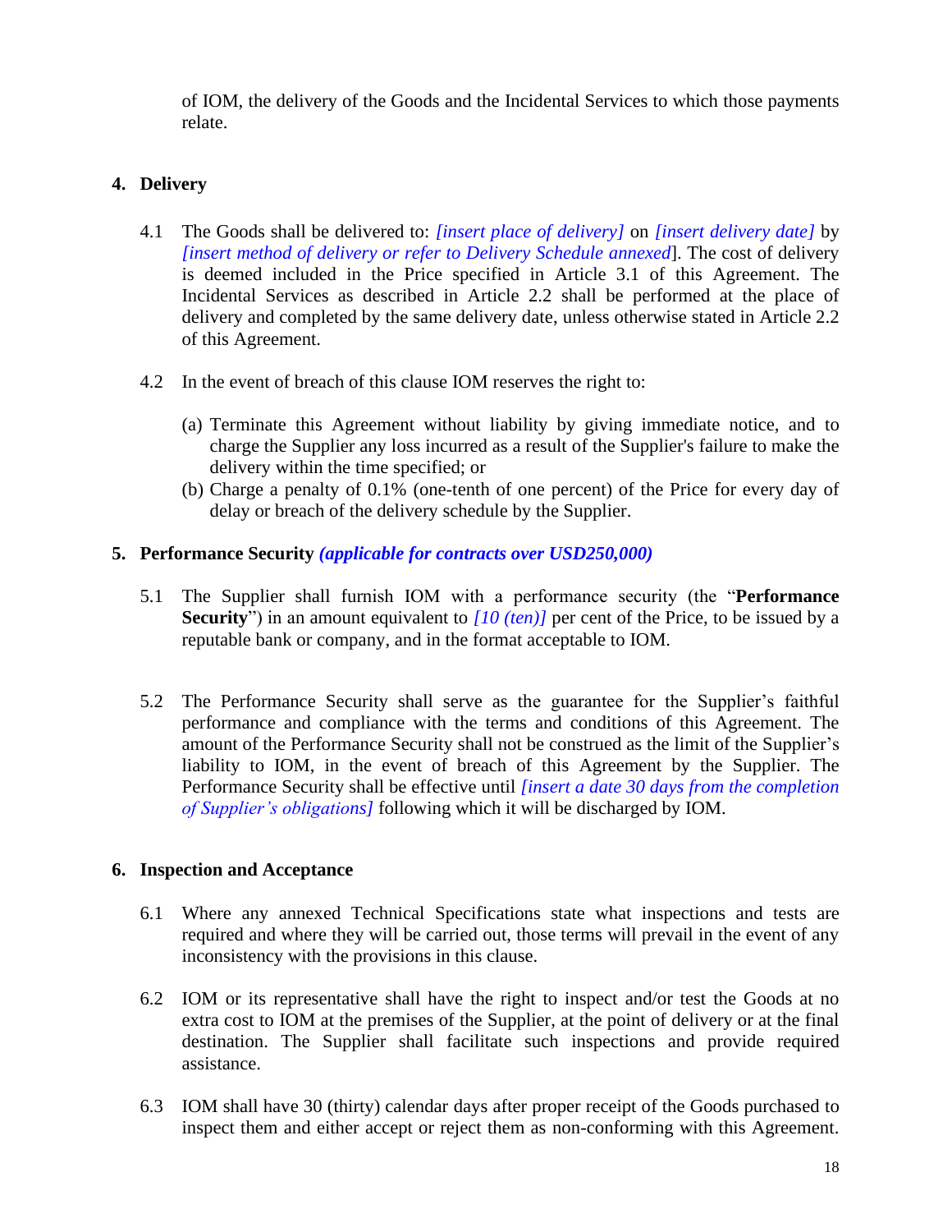of IOM, the delivery of the Goods and the Incidental Services to which those payments relate.

## 4. Delivery

4.1 The Goods shall be delivered to: *[insert place of delivery]* on *[insert delivery date]* by *[insert method of delivery or refer to Delivery Schedule annexed*]. The cost of delivery is deemed included in the Price specified in Article 3.1 of this Agreement. The Incidental Services as described in Article 2.2 shall be performed at the place of delivery and completed by the same delivery date, unless otherwise stated in Article 2.2 of this Agreement.

4.2 In the event of breach of this clause IOM reserves the right to:

(a) Terminate this Agreement without liability by giving immediate notice, and to charge the Supplier any loss incurred as a result of the Supplier's failure to make the delivery within the time specified; or

(b) Charge a penalty of 0.1% (one-tenth of one percent) of the Price for every day of delay or breach of the delivery schedule by the Supplier.

## 5. Performance Security *(applicable for contracts over USD250,000)*

5.1 The Supplier shall furnish IOM with a performance security (the "**Performance Security**") in an amount equivalent to *[10 (ten)]* per cent of the Price, to be issued by a reputable bank or company, and in the format acceptable to IOM.

5.2 The Performance Security shall serve as the guarantee for the Supplier's faithful performance and compliance with the terms and conditions of this Agreement. The amount of the Performance Security shall not be construed as the limit of the Supplier's liability to IOM, in the event of breach of this Agreement by the Supplier. The Performance Security shall be effective until *[insert a date 30 days from the completion of Supplier's obligations]* following which it will be discharged by IOM.

## 6. Inspection and Acceptance

6.1 Where any annexed Technical Specifications state what inspections and tests are required and where they will be carried out, those terms will prevail in the event of any inconsistency with the provisions in this clause.

6.2 IOM or its representative shall have the right to inspect and/or test the Goods at no extra cost to IOM at the premises of the Supplier, at the point of delivery or at the final destination. The Supplier shall facilitate such inspections and provide required assistance.

6.3 IOM shall have 30 (thirty) calendar days after proper receipt of the Goods purchased to inspect them and either accept or reject them as non-conforming with this Agreement.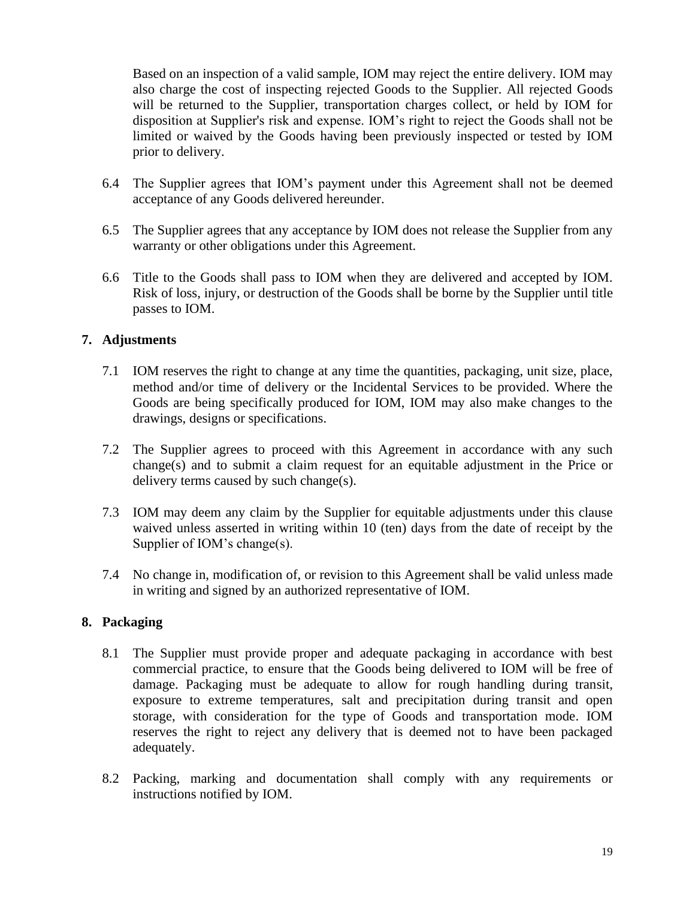Based on an inspection of a valid sample, IOM may reject the entire delivery. IOM may also charge the cost of inspecting rejected Goods to the Supplier. All rejected Goods will be returned to the Supplier, transportation charges collect, or held by IOM for disposition at Supplier's risk and expense. IOM's right to reject the Goods shall not be limited or waived by the Goods having been previously inspected or tested by IOM prior to delivery.

6.4 The Supplier agrees that IOM's payment under this Agreement shall not be deemed acceptance of any Goods delivered hereunder.

6.5 The Supplier agrees that any acceptance by IOM does not release the Supplier from any warranty or other obligations under this Agreement.

6.6 Title to the Goods shall pass to IOM when they are delivered and accepted by IOM. Risk of loss, injury, or destruction of the Goods shall be borne by the Supplier until title passes to IOM.

## 7. Adjustments

7.1 IOM reserves the right to change at any time the quantities, packaging, unit size, place, method and/or time of delivery or the Incidental Services to be provided. Where the Goods are being specifically produced for IOM, IOM may also make changes to the drawings, designs or specifications.

7.2 The Supplier agrees to proceed with this Agreement in accordance with any such change(s) and to submit a claim request for an equitable adjustment in the Price or delivery terms caused by such change(s).

7.3 IOM may deem any claim by the Supplier for equitable adjustments under this clause waived unless asserted in writing within 10 (ten) days from the date of receipt by the Supplier of IOM's change(s).

7.4 No change in, modification of, or revision to this Agreement shall be valid unless made in writing and signed by an authorized representative of IOM.

## 8. Packaging

8.1 The Supplier must provide proper and adequate packaging in accordance with best commercial practice, to ensure that the Goods being delivered to IOM will be free of damage. Packaging must be adequate to allow for rough handling during transit, exposure to extreme temperatures, salt and precipitation during transit and open storage, with consideration for the type of Goods and transportation mode. IOM reserves the right to reject any delivery that is deemed not to have been packaged adequately.

8.2 Packing, marking and documentation shall comply with any requirements or instructions notified by IOM.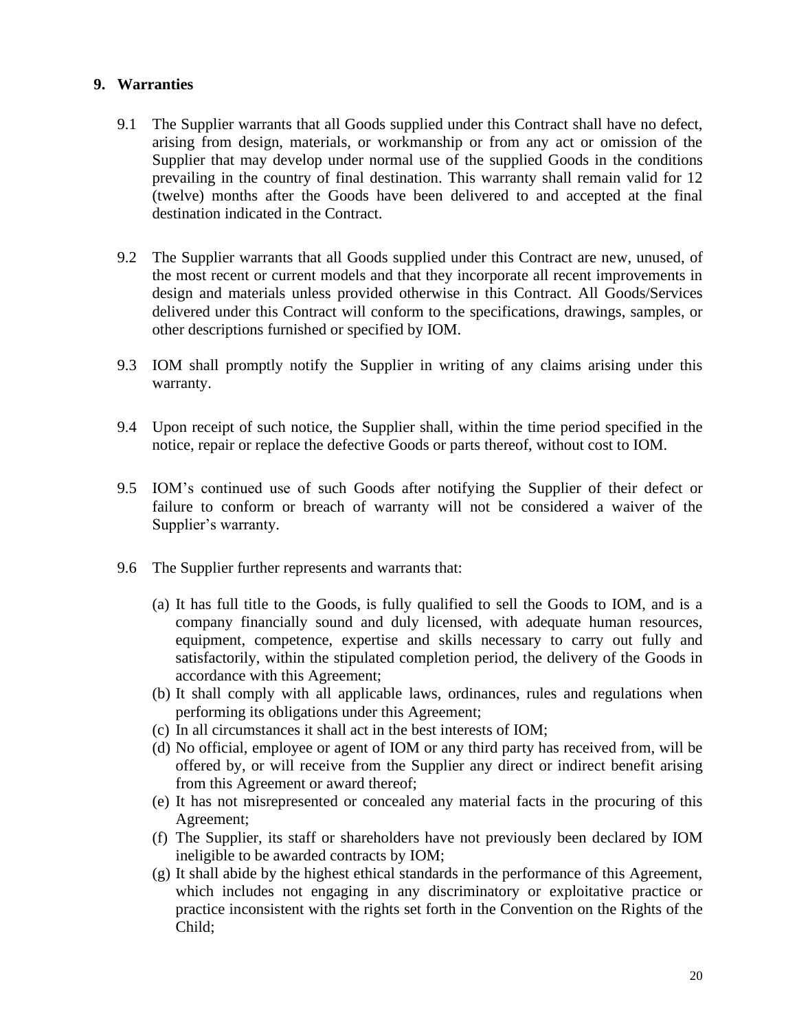## 9. Warranties

9.1 The Supplier warrants that all Goods supplied under this Contract shall have no defect, arising from design, materials, or workmanship or from any act or omission of the Supplier that may develop under normal use of the supplied Goods in the conditions prevailing in the country of final destination. This warranty shall remain valid for 12 (twelve) months after the Goods have been delivered to and accepted at the final destination indicated in the Contract.

9.2 The Supplier warrants that all Goods supplied under this Contract are new, unused, of the most recent or current models and that they incorporate all recent improvements in design and materials unless provided otherwise in this Contract. All Goods/Services delivered under this Contract will conform to the specifications, drawings, samples, or other descriptions furnished or specified by IOM.

9.3 IOM shall promptly notify the Supplier in writing of any claims arising under this warranty.

9.4 Upon receipt of such notice, the Supplier shall, within the time period specified in the notice, repair or replace the defective Goods or parts thereof, without cost to IOM.

9.5 IOM's continued use of such Goods after notifying the Supplier of their defect or failure to conform or breach of warranty will not be considered a waiver of the Supplier's warranty.

9.6 The Supplier further represents and warrants that:

(a) It has full title to the Goods, is fully qualified to sell the Goods to IOM, and is a company financially sound and duly licensed, with adequate human resources, equipment, competence, expertise and skills necessary to carry out fully and satisfactorily, within the stipulated completion period, the delivery of the Goods in accordance with this Agreement;
(b) It shall comply with all applicable laws, ordinances, rules and regulations when performing its obligations under this Agreement;
(c) In all circumstances it shall act in the best interests of IOM;
(d) No official, employee or agent of IOM or any third party has received from, will be offered by, or will receive from the Supplier any direct or indirect benefit arising from this Agreement or award thereof;
(e) It has not misrepresented or concealed any material facts in the procuring of this Agreement;
(f) The Supplier, its staff or shareholders have not previously been declared by IOM ineligible to be awarded contracts by IOM;
(g) It shall abide by the highest ethical standards in the performance of this Agreement, which includes not engaging in any discriminatory or exploitative practice or practice inconsistent with the rights set forth in the Convention on the Rights of the Child;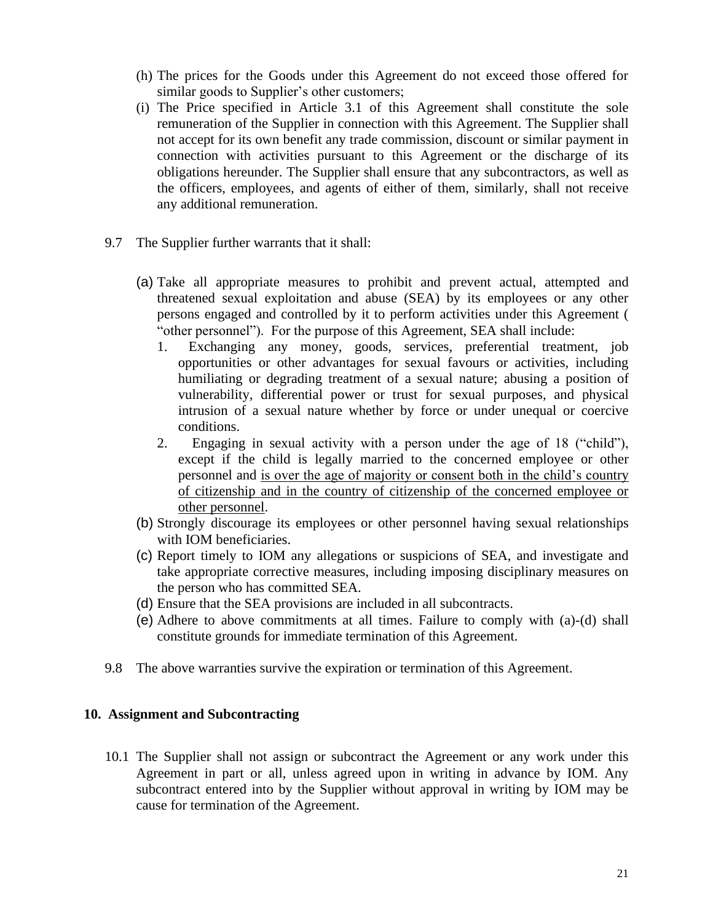(h) The prices for the Goods under this Agreement do not exceed those offered for similar goods to Supplier's other customers;

(i) The Price specified in Article 3.1 of this Agreement shall constitute the sole remuneration of the Supplier in connection with this Agreement. The Supplier shall not accept for its own benefit any trade commission, discount or similar payment in connection with activities pursuant to this Agreement or the discharge of its obligations hereunder. The Supplier shall ensure that any subcontractors, as well as the officers, employees, and agents of either of them, similarly, shall not receive any additional remuneration.

9.7 The Supplier further warrants that it shall:

(a) Take all appropriate measures to prohibit and prevent actual, attempted and threatened sexual exploitation and abuse (SEA) by its employees or any other persons engaged and controlled by it to perform activities under this Agreement ( "other personnel"). For the purpose of this Agreement, SEA shall include:

1. Exchanging any money, goods, services, preferential treatment, job opportunities or other advantages for sexual favours or activities, including humiliating or degrading treatment of a sexual nature; abusing a position of vulnerability, differential power or trust for sexual purposes, and physical intrusion of a sexual nature whether by force or under unequal or coercive conditions.
2. Engaging in sexual activity with a person under the age of 18 ("child"), except if the child is legally married to the concerned employee or other personnel and <u>is over the age of majority or consent both in the child's country of citizenship and in the country of citizenship of the concerned employee or other personnel</u>.

(b) Strongly discourage its employees or other personnel having sexual relationships with IOM beneficiaries.

(c) Report timely to IOM any allegations or suspicions of SEA, and investigate and take appropriate corrective measures, including imposing disciplinary measures on the person who has committed SEA.

(d) Ensure that the SEA provisions are included in all subcontracts.

(e) Adhere to above commitments at all times. Failure to comply with (a)-(d) shall constitute grounds for immediate termination of this Agreement.

9.8 The above warranties survive the expiration or termination of this Agreement.

## 10. Assignment and Subcontracting

10.1 The Supplier shall not assign or subcontract the Agreement or any work under this Agreement in part or all, unless agreed upon in writing in advance by IOM. Any subcontract entered into by the Supplier without approval in writing by IOM may be cause for termination of the Agreement.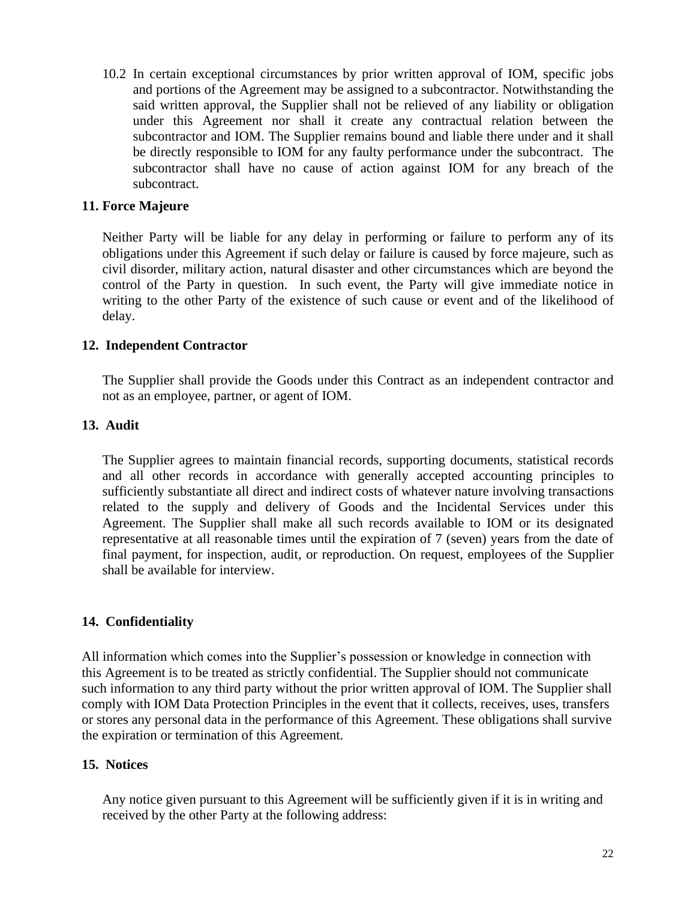10.2 In certain exceptional circumstances by prior written approval of IOM, specific jobs and portions of the Agreement may be assigned to a subcontractor. Notwithstanding the said written approval, the Supplier shall not be relieved of any liability or obligation under this Agreement nor shall it create any contractual relation between the subcontractor and IOM. The Supplier remains bound and liable there under and it shall be directly responsible to IOM for any faulty performance under the subcontract. The subcontractor shall have no cause of action against IOM for any breach of the subcontract.

## 11. Force Majeure

Neither Party will be liable for any delay in performing or failure to perform any of its obligations under this Agreement if such delay or failure is caused by force majeure, such as civil disorder, military action, natural disaster and other circumstances which are beyond the control of the Party in question. In such event, the Party will give immediate notice in writing to the other Party of the existence of such cause or event and of the likelihood of delay.

## 12. Independent Contractor

The Supplier shall provide the Goods under this Contract as an independent contractor and not as an employee, partner, or agent of IOM.

## 13. Audit

The Supplier agrees to maintain financial records, supporting documents, statistical records and all other records in accordance with generally accepted accounting principles to sufficiently substantiate all direct and indirect costs of whatever nature involving transactions related to the supply and delivery of Goods and the Incidental Services under this Agreement. The Supplier shall make all such records available to IOM or its designated representative at all reasonable times until the expiration of 7 (seven) years from the date of final payment, for inspection, audit, or reproduction. On request, employees of the Supplier shall be available for interview.

## 14. Confidentiality

All information which comes into the Supplier's possession or knowledge in connection with this Agreement is to be treated as strictly confidential. The Supplier should not communicate such information to any third party without the prior written approval of IOM. The Supplier shall comply with IOM Data Protection Principles in the event that it collects, receives, uses, transfers or stores any personal data in the performance of this Agreement. These obligations shall survive the expiration or termination of this Agreement.

## 15. Notices

Any notice given pursuant to this Agreement will be sufficiently given if it is in writing and received by the other Party at the following address: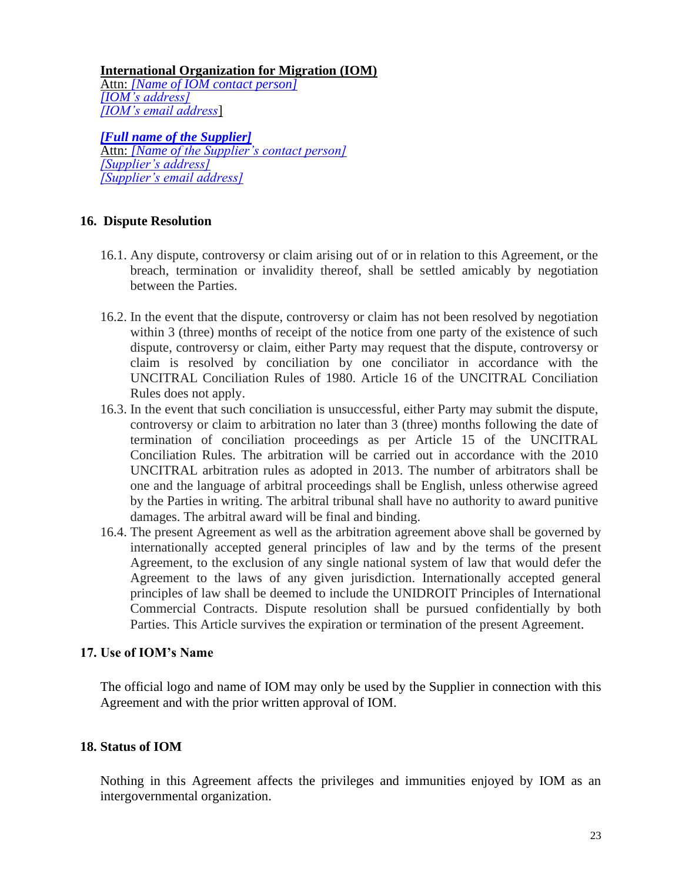**International Organization for Migration (IOM)**
Attn: *[Name of IOM contact person]*
*[IOM's address]*
*[IOM's email address*]

***[Full name of the Supplier]***
Attn: *[Name of the Supplier's contact person]*
*[Supplier's address]*
*[Supplier's email address]*

## 16. Dispute Resolution

16.1. Any dispute, controversy or claim arising out of or in relation to this Agreement, or the breach, termination or invalidity thereof, shall be settled amicably by negotiation between the Parties.

16.2. In the event that the dispute, controversy or claim has not been resolved by negotiation within 3 (three) months of receipt of the notice from one party of the existence of such dispute, controversy or claim, either Party may request that the dispute, controversy or claim is resolved by conciliation by one conciliator in accordance with the UNCITRAL Conciliation Rules of 1980. Article 16 of the UNCITRAL Conciliation Rules does not apply.

16.3. In the event that such conciliation is unsuccessful, either Party may submit the dispute, controversy or claim to arbitration no later than 3 (three) months following the date of termination of conciliation proceedings as per Article 15 of the UNCITRAL Conciliation Rules. The arbitration will be carried out in accordance with the 2010 UNCITRAL arbitration rules as adopted in 2013. The number of arbitrators shall be one and the language of arbitral proceedings shall be English, unless otherwise agreed by the Parties in writing. The arbitral tribunal shall have no authority to award punitive damages. The arbitral award will be final and binding.

16.4. The present Agreement as well as the arbitration agreement above shall be governed by internationally accepted general principles of law and by the terms of the present Agreement, to the exclusion of any single national system of law that would defer the Agreement to the laws of any given jurisdiction. Internationally accepted general principles of law shall be deemed to include the UNIDROIT Principles of International Commercial Contracts. Dispute resolution shall be pursued confidentially by both Parties. This Article survives the expiration or termination of the present Agreement.

## 17. Use of IOM's Name

The official logo and name of IOM may only be used by the Supplier in connection with this Agreement and with the prior written approval of IOM.

## 18. Status of IOM

Nothing in this Agreement affects the privileges and immunities enjoyed by IOM as an intergovernmental organization.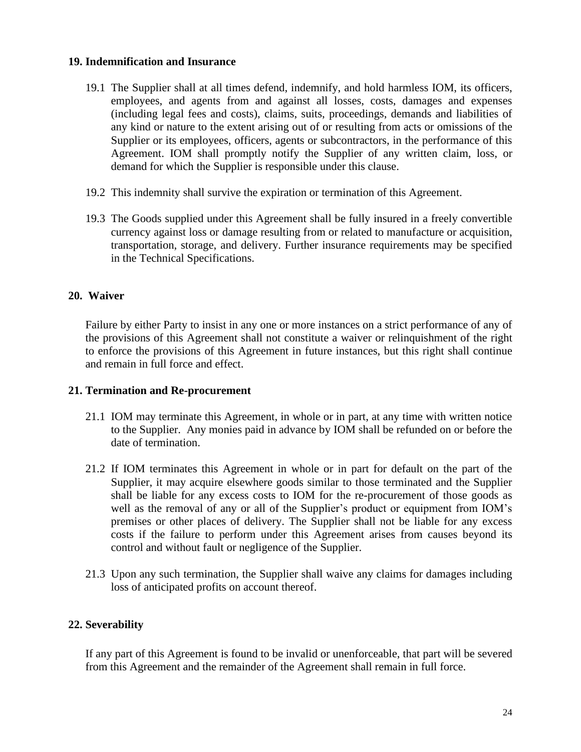### 19. Indemnification and Insurance

19.1 The Supplier shall at all times defend, indemnify, and hold harmless IOM, its officers, employees, and agents from and against all losses, costs, damages and expenses (including legal fees and costs), claims, suits, proceedings, demands and liabilities of any kind or nature to the extent arising out of or resulting from acts or omissions of the Supplier or its employees, officers, agents or subcontractors, in the performance of this Agreement. IOM shall promptly notify the Supplier of any written claim, loss, or demand for which the Supplier is responsible under this clause.

19.2 This indemnity shall survive the expiration or termination of this Agreement.

19.3 The Goods supplied under this Agreement shall be fully insured in a freely convertible currency against loss or damage resulting from or related to manufacture or acquisition, transportation, storage, and delivery. Further insurance requirements may be specified in the Technical Specifications.

### 20. Waiver

Failure by either Party to insist in any one or more instances on a strict performance of any of the provisions of this Agreement shall not constitute a waiver or relinquishment of the right to enforce the provisions of this Agreement in future instances, but this right shall continue and remain in full force and effect.

### 21. Termination and Re-procurement

21.1 IOM may terminate this Agreement, in whole or in part, at any time with written notice to the Supplier. Any monies paid in advance by IOM shall be refunded on or before the date of termination.

21.2 If IOM terminates this Agreement in whole or in part for default on the part of the Supplier, it may acquire elsewhere goods similar to those terminated and the Supplier shall be liable for any excess costs to IOM for the re-procurement of those goods as well as the removal of any or all of the Supplier's product or equipment from IOM's premises or other places of delivery. The Supplier shall not be liable for any excess costs if the failure to perform under this Agreement arises from causes beyond its control and without fault or negligence of the Supplier.

21.3 Upon any such termination, the Supplier shall waive any claims for damages including loss of anticipated profits on account thereof.

### 22. Severability

If any part of this Agreement is found to be invalid or unenforceable, that part will be severed from this Agreement and the remainder of the Agreement shall remain in full force.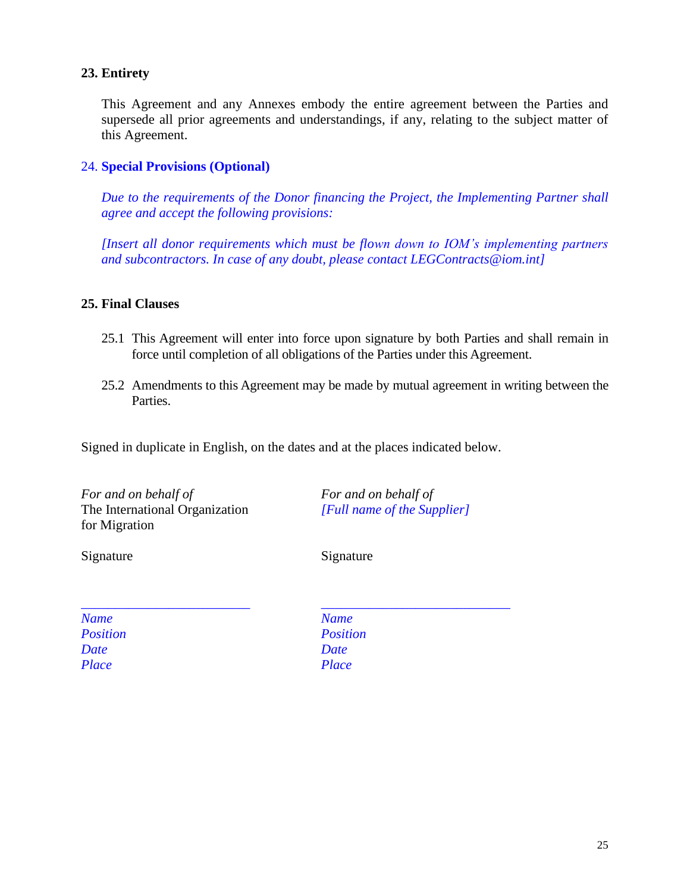### 23. Entirety

This Agreement and any Annexes embody the entire agreement between the Parties and supersede all prior agreements and understandings, if any, relating to the subject matter of this Agreement.

### 24. Special Provisions (Optional)

*Due to the requirements of the Donor financing the Project, the Implementing Partner shall agree and accept the following provisions:*

*[Insert all donor requirements which must be flown down to IOM's implementing partners and subcontractors. In case of any doubt, please contact LEGContracts@iom.int]*

### 25. Final Clauses

25.1 This Agreement will enter into force upon signature by both Parties and shall remain in force until completion of all obligations of the Parties under this Agreement.

25.2 Amendments to this Agreement may be made by mutual agreement in writing between the Parties.

Signed in duplicate in English, on the dates and at the places indicated below.

| *For and on behalf of* The International Organization for Migration | *For and on behalf of* *[Full name of the Supplier]* |
|---|---|
| Signature | Signature |
| _________________________ | _________________________ |
| *Name* | *Name* |
| *Position* | *Position* |
| *Date* | *Date* |
| *Place* | *Place* |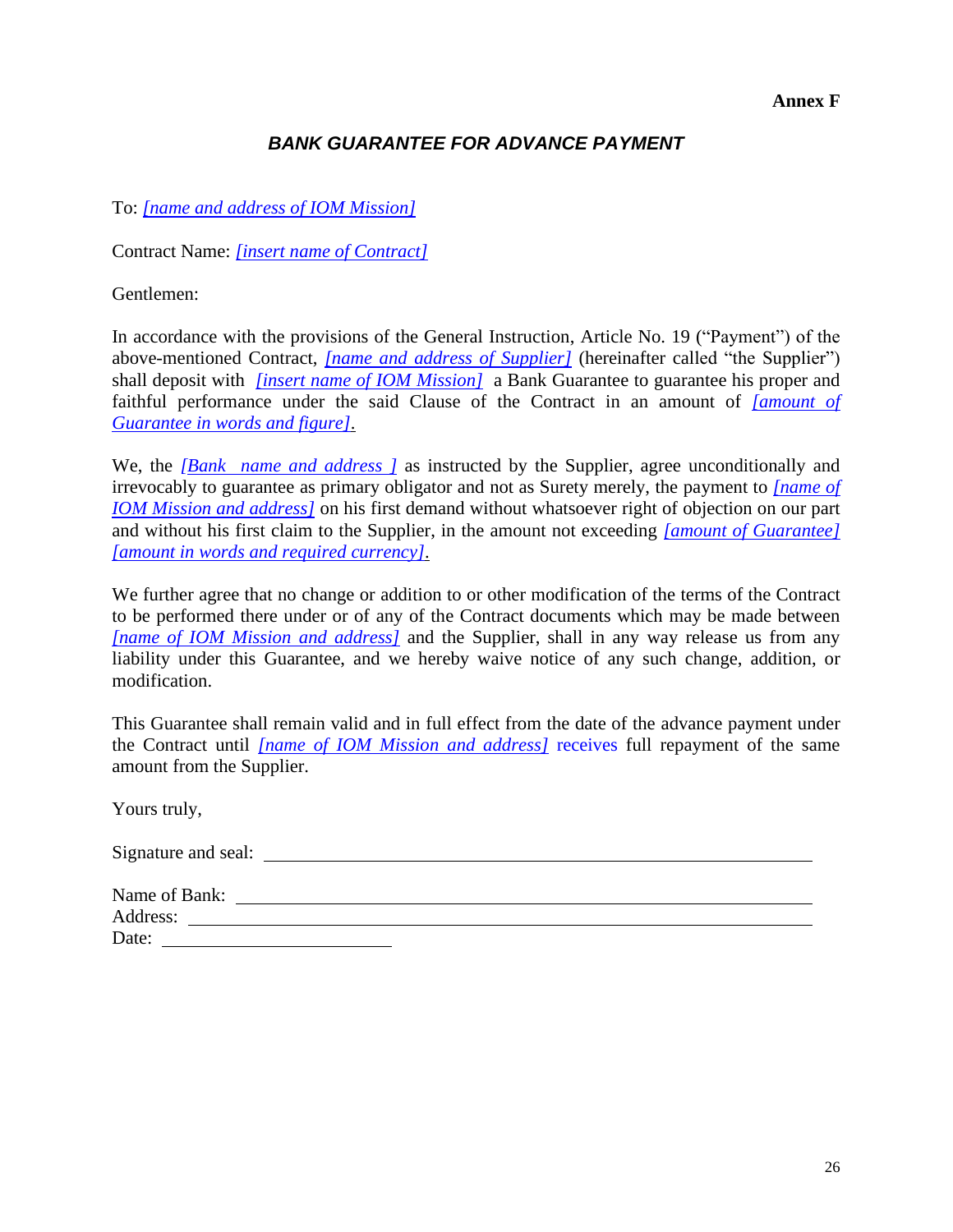**Annex F**

## *BANK GUARANTEE FOR ADVANCE PAYMENT*

To: *[name and address of IOM Mission]*

Contract Name: *[insert name of Contract]*

Gentlemen:

In accordance with the provisions of the General Instruction, Article No. 19 ("Payment") of the above-mentioned Contract, *[name and address of Supplier]* (hereinafter called "the Supplier") shall deposit with *[insert name of IOM Mission]* a Bank Guarantee to guarantee his proper and faithful performance under the said Clause of the Contract in an amount of *[amount of Guarantee in words and figure]*.

We, the *[Bank name and address ]* as instructed by the Supplier, agree unconditionally and irrevocably to guarantee as primary obligator and not as Surety merely, the payment to *[name of IOM Mission and address]* on his first demand without whatsoever right of objection on our part and without his first claim to the Supplier, in the amount not exceeding *[amount of Guarantee] [amount in words and required currency]*.

We further agree that no change or addition to or other modification of the terms of the Contract to be performed there under or of any of the Contract documents which may be made between *[name of IOM Mission and address]* and the Supplier, shall in any way release us from any liability under this Guarantee, and we hereby waive notice of any such change, addition, or modification.

This Guarantee shall remain valid and in full effect from the date of the advance payment under the Contract until *[name of IOM Mission and address]* receives full repayment of the same amount from the Supplier.

Yours truly,

Signature and seal: ______________________________

Name of Bank: ______________________________
Address: ______________________________
Date: ______________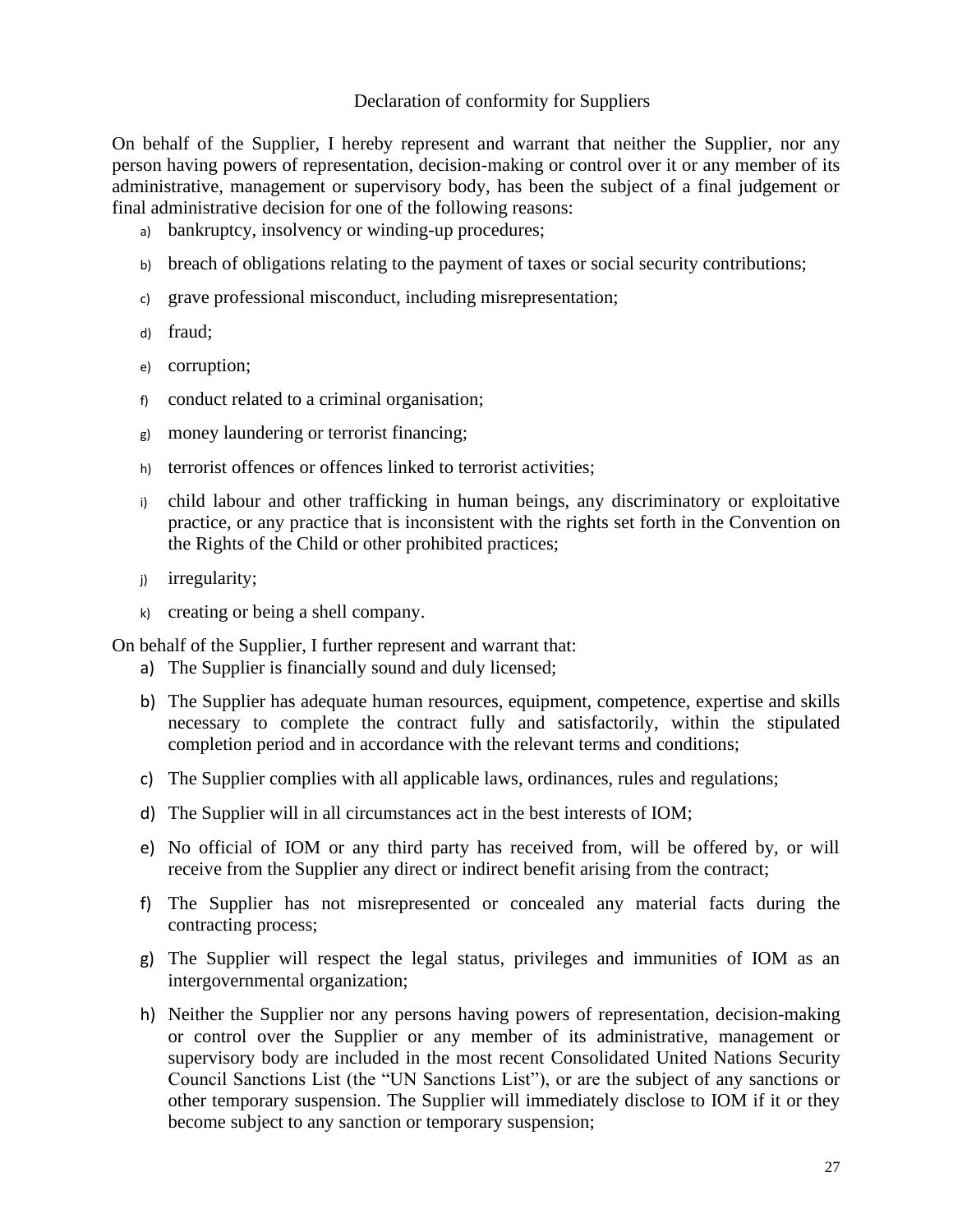## Declaration of conformity for Suppliers

On behalf of the Supplier, I hereby represent and warrant that neither the Supplier, nor any person having powers of representation, decision-making or control over it or any member of its administrative, management or supervisory body, has been the subject of a final judgement or final administrative decision for one of the following reasons:

a) bankruptcy, insolvency or winding-up procedures;

b) breach of obligations relating to the payment of taxes or social security contributions;

c) grave professional misconduct, including misrepresentation;

d) fraud;

e) corruption;

f) conduct related to a criminal organisation;

g) money laundering or terrorist financing;

h) terrorist offences or offences linked to terrorist activities;

i) child labour and other trafficking in human beings, any discriminatory or exploitative practice, or any practice that is inconsistent with the rights set forth in the Convention on the Rights of the Child or other prohibited practices;

j) irregularity;

k) creating or being a shell company.

On behalf of the Supplier, I further represent and warrant that:

a) The Supplier is financially sound and duly licensed;

b) The Supplier has adequate human resources, equipment, competence, expertise and skills necessary to complete the contract fully and satisfactorily, within the stipulated completion period and in accordance with the relevant terms and conditions;

c) The Supplier complies with all applicable laws, ordinances, rules and regulations;

d) The Supplier will in all circumstances act in the best interests of IOM;

e) No official of IOM or any third party has received from, will be offered by, or will receive from the Supplier any direct or indirect benefit arising from the contract;

f) The Supplier has not misrepresented or concealed any material facts during the contracting process;

g) The Supplier will respect the legal status, privileges and immunities of IOM as an intergovernmental organization;

h) Neither the Supplier nor any persons having powers of representation, decision-making or control over the Supplier or any member of its administrative, management or supervisory body are included in the most recent Consolidated United Nations Security Council Sanctions List (the "UN Sanctions List"), or are the subject of any sanctions or other temporary suspension. The Supplier will immediately disclose to IOM if it or they become subject to any sanction or temporary suspension;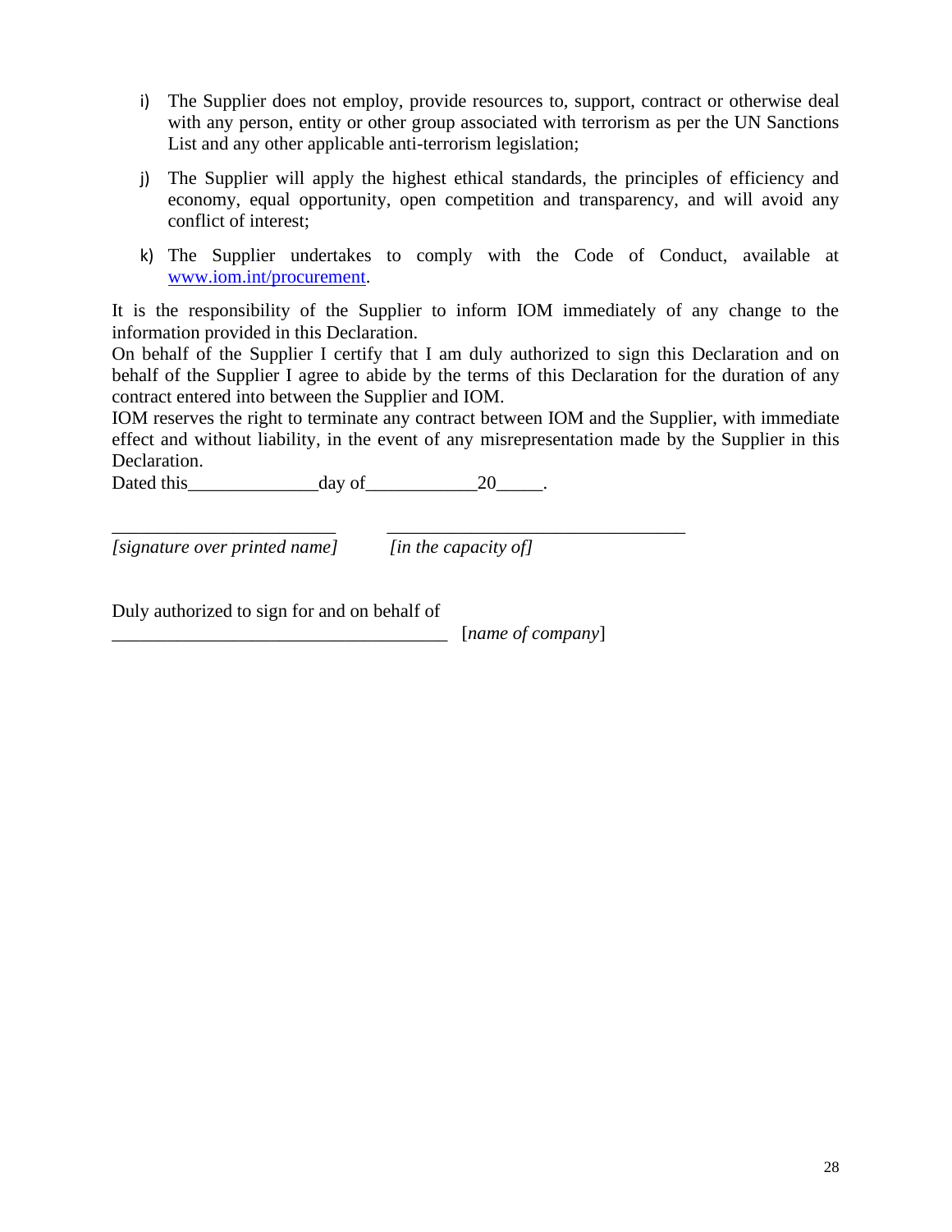i) The Supplier does not employ, provide resources to, support, contract or otherwise deal with any person, entity or other group associated with terrorism as per the UN Sanctions List and any other applicable anti-terrorism legislation;

j) The Supplier will apply the highest ethical standards, the principles of efficiency and economy, equal opportunity, open competition and transparency, and will avoid any conflict of interest;

k) The Supplier undertakes to comply with the Code of Conduct, available at [www.iom.int/procurement](www.iom.int/procurement).

It is the responsibility of the Supplier to inform IOM immediately of any change to the information provided in this Declaration.

On behalf of the Supplier I certify that I am duly authorized to sign this Declaration and on behalf of the Supplier I agree to abide by the terms of this Declaration for the duration of any contract entered into between the Supplier and IOM.

IOM reserves the right to terminate any contract between IOM and the Supplier, with immediate effect and without liability, in the event of any misrepresentation made by the Supplier in this Declaration.

Dated this______________day of____________20_____.

________________________ ________________________________

*[signature over printed name]* *[in the capacity of]*

Duly authorized to sign for and on behalf of

____________________________________ [*name of company*]